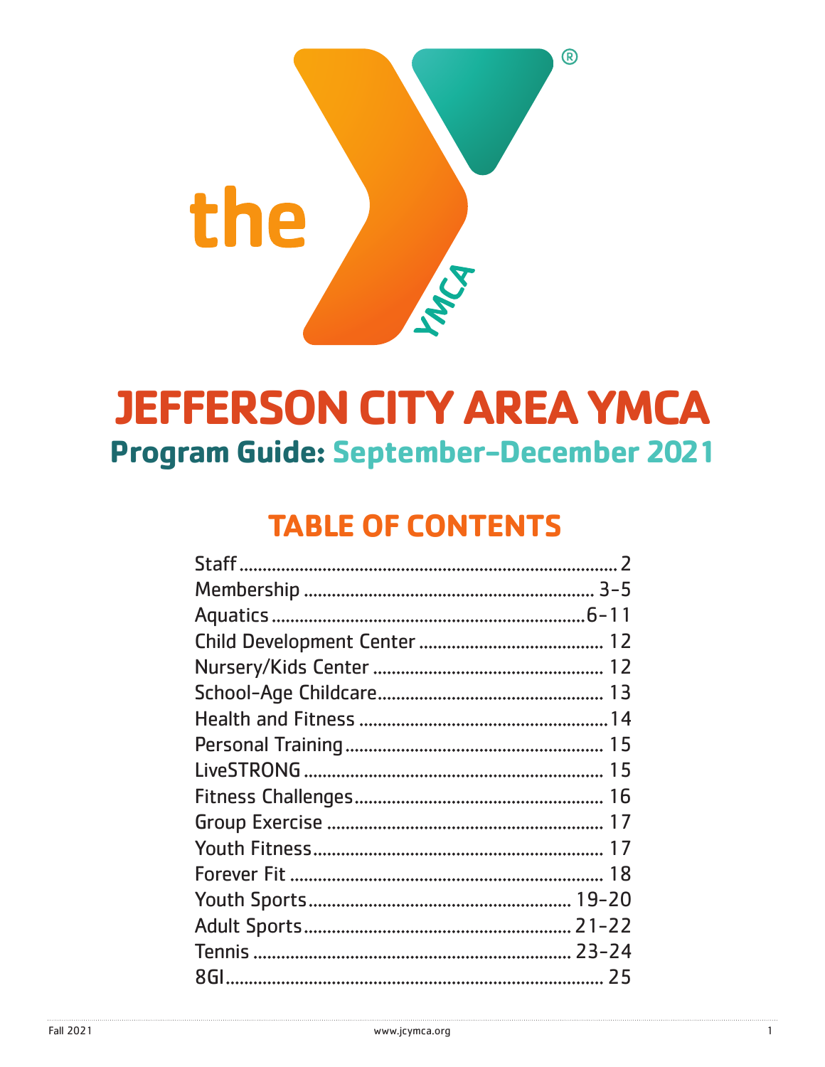# JEFFERSON CITY AREA YMCA

## Program Guide: September–December 2021

## TABLE OF CONTENTS

| | |
|---|---|
| Staff | 2 |
| Membership | 3-5 |
| Aquatics | 6-11 |
| Child Development Center | 12 |
| Nursery/Kids Center | 12 |
| School-Age Childcare | 13 |
| Health and Fitness | 14 |
| Personal Training | 15 |
| LiveSTRONG | 15 |
| Fitness Challenges | 16 |
| Group Exercise | 17 |
| Youth Fitness | 17 |
| Forever Fit | 18 |
| Youth Sports | 19-20 |
| Adult Sports | 21-22 |
| Tennis | 23-24 |
| 8GI | 25 |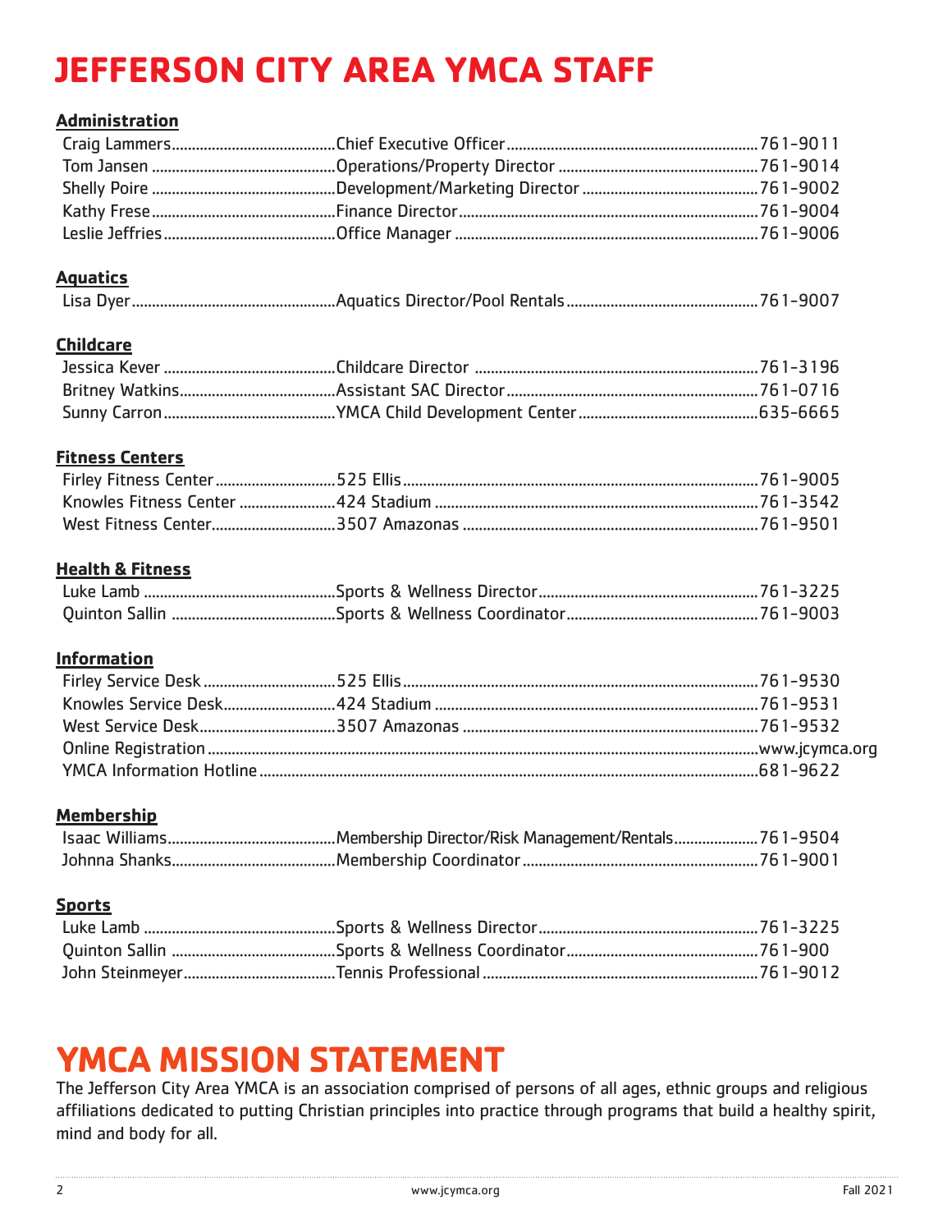# JEFFERSON CITY AREA YMCA STAFF

## Administration

| Name | Title | Phone |
|---|---|---|
| Craig Lammers | Chief Executive Officer | 761-9011 |
| Tom Jansen | Operations/Property Director | 761-9014 |
| Shelly Poire | Development/Marketing Director | 761-9002 |
| Kathy Frese | Finance Director | 761-9004 |
| Leslie Jeffries | Office Manager | 761-9006 |

## Aquatics

| Name | Title | Phone |
|---|---|---|
| Lisa Dyer | Aquatics Director/Pool Rentals | 761-9007 |

## Childcare

| Name | Title | Phone |
|---|---|---|
| Jessica Kever | Childcare Director | 761-3196 |
| Britney Watkins | Assistant SAC Director | 761-0716 |
| Sunny Carron | YMCA Child Development Center | 635-6665 |

## Fitness Centers

| Name | Address | Phone |
|---|---|---|
| Firley Fitness Center | 525 Ellis | 761-9005 |
| Knowles Fitness Center | 424 Stadium | 761-3542 |
| West Fitness Center | 3507 Amazonas | 761-9501 |

## Health & Fitness

| Name | Title | Phone |
|---|---|---|
| Luke Lamb | Sports & Wellness Director | 761-3225 |
| Quinton Sallin | Sports & Wellness Coordinator | 761-9003 |

## Information

| Name | Address | Phone |
|---|---|---|
| Firley Service Desk | 525 Ellis | 761-9530 |
| Knowles Service Desk | 424 Stadium | 761-9531 |
| West Service Desk | 3507 Amazonas | 761-9532 |
| Online Registration | | www.jcymca.org |
| YMCA Information Hotline | | 681-9622 |

## Membership

| Name | Title | Phone |
|---|---|---|
| Isaac Williams | Membership Director/Risk Management/Rentals | 761-9504 |
| Johnna Shanks | Membership Coordinator | 761-9001 |

## Sports

| Name | Title | Phone |
|---|---|---|
| Luke Lamb | Sports & Wellness Director | 761-3225 |
| Quinton Sallin | Sports & Wellness Coordinator | 761-900 |
| John Steinmeyer | Tennis Professional | 761-9012 |

# YMCA MISSION STATEMENT

The Jefferson City Area YMCA is an association comprised of persons of all ages, ethnic groups and religious affiliations dedicated to putting Christian principles into practice through programs that build a healthy spirit, mind and body for all.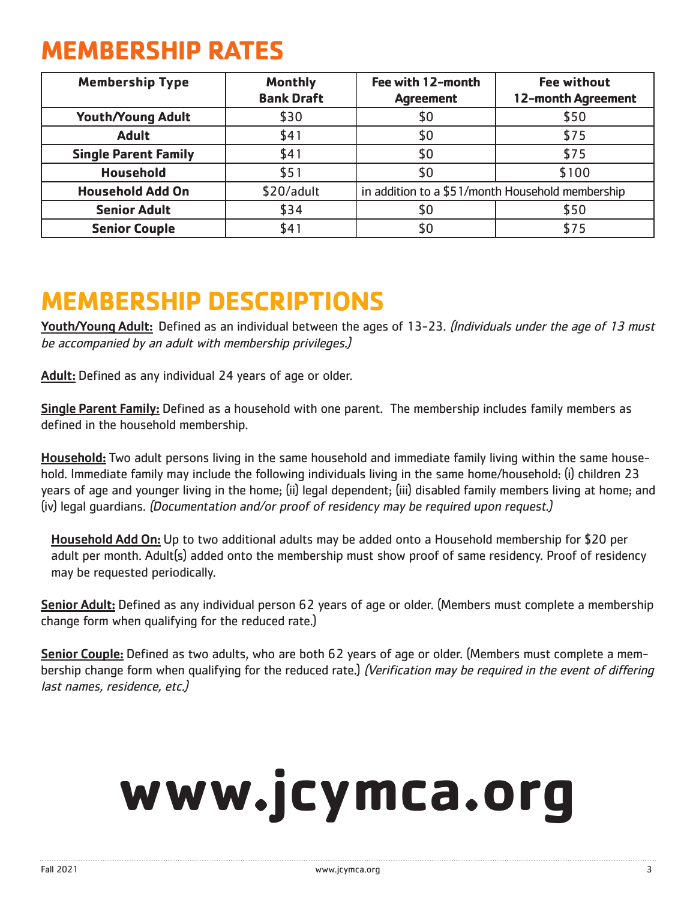# MEMBERSHIP RATES

| Membership Type | Monthly Bank Draft | Fee with 12-month Agreement | Fee without 12-month Agreement |
|---|---|---|---|
| **Youth/Young Adult** | $30 | $0 | $50 |
| **Adult** | $41 | $0 | $75 |
| **Single Parent Family** | $41 | $0 | $75 |
| **Household** | $51 | $0 | $100 |
| **Household Add On** | $20/adult | in addition to a $51/month Household membership | |
| **Senior Adult** | $34 | $0 | $50 |
| **Senior Couple** | $41 | $0 | $75 |

# MEMBERSHIP DESCRIPTIONS

**Youth/Young Adult:** Defined as an individual between the ages of 13-23. *(Individuals under the age of 13 must be accompanied by an adult with membership privileges.)*

**Adult:** Defined as any individual 24 years of age or older.

**Single Parent Family:** Defined as a household with one parent. The membership includes family members as defined in the household membership.

**Household:** Two adult persons living in the same household and immediate family living within the same household. Immediate family may include the following individuals living in the same home/household: (i) children 23 years of age and younger living in the home; (ii) legal dependent; (iii) disabled family members living at home; and (iv) legal guardians. *(Documentation and/or proof of residency may be required upon request.)*

**Household Add On:** Up to two additional adults may be added onto a Household membership for $20 per adult per month. Adult(s) added onto the membership must show proof of same residency. Proof of residency may be requested periodically.

**Senior Adult:** Defined as any individual person 62 years of age or older. (Members must complete a membership change form when qualifying for the reduced rate.)

**Senior Couple:** Defined as two adults, who are both 62 years of age or older. (Members must complete a membership change form when qualifying for the reduced rate.) *(Verification may be required in the event of differing last names, residence, etc.)*

# www.jcymca.org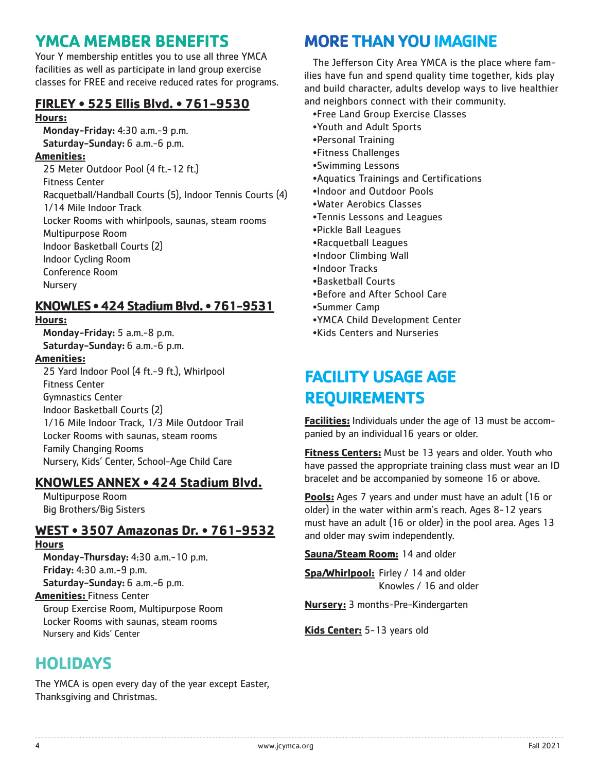## YMCA MEMBER BENEFITS

Your Y membership entitles you to use all three YMCA facilities as well as participate in land group exercise classes for FREE and receive reduced rates for programs.

### FIRLEY • 525 Ellis Blvd. • 761-9530

**Hours:**

**Monday-Friday:** 4:30 a.m.-9 p.m.
**Saturday-Sunday:** 6 a.m.-6 p.m.

**Amenities:**

25 Meter Outdoor Pool (4 ft.-12 ft.)
Fitness Center
Racquetball/Handball Courts (5), Indoor Tennis Courts (4)
1/14 Mile Indoor Track
Locker Rooms with whirlpools, saunas, steam rooms
Multipurpose Room
Indoor Basketball Courts (2)
Indoor Cycling Room
Conference Room
Nursery

### KNOWLES • 424 Stadium Blvd. • 761-9531

**Hours:**

**Monday-Friday:** 5 a.m.-8 p.m.
**Saturday-Sunday:** 6 a.m.-6 p.m.

**Amenities:**

25 Yard Indoor Pool (4 ft.-9 ft.), Whirlpool
Fitness Center
Gymnastics Center
Indoor Basketball Courts (2)
1/16 Mile Indoor Track, 1/3 Mile Outdoor Trail
Locker Rooms with saunas, steam rooms
Family Changing Rooms
Nursery, Kids' Center, School-Age Child Care

### KNOWLES ANNEX • 424 Stadium Blvd.

Multipurpose Room
Big Brothers/Big Sisters

### WEST • 3507 Amazonas Dr. • 761-9532

**Hours**

**Monday-Thursday:** 4:30 a.m.-10 p.m.
**Friday:** 4:30 a.m.-9 p.m.
**Saturday-Sunday:** 6 a.m.-6 p.m.

**Amenities:** Fitness Center
Group Exercise Room, Multipurpose Room
Locker Rooms with saunas, steam rooms
Nursery and Kids' Center

## HOLIDAYS

The YMCA is open every day of the year except Easter, Thanksgiving and Christmas.

## MORE THAN YOU IMAGINE

The Jefferson City Area YMCA is the place where families have fun and spend quality time together, kids play and build character, adults develop ways to live healthier and neighbors connect with their community.

- Free Land Group Exercise Classes
- Youth and Adult Sports
- Personal Training
- Fitness Challenges
- Swimming Lessons
- Aquatics Trainings and Certifications
- Indoor and Outdoor Pools
- Water Aerobics Classes
- Tennis Lessons and Leagues
- Pickle Ball Leagues
- Racquetball Leagues
- Indoor Climbing Wall
- Indoor Tracks
- Basketball Courts
- Before and After School Care
- Summer Camp
- YMCA Child Development Center
- Kids Centers and Nurseries

## FACILITY USAGE AGE REQUIREMENTS

**Facilities:** Individuals under the age of 13 must be accompanied by an individual16 years or older.

**Fitness Centers:** Must be 13 years and older. Youth who have passed the appropriate training class must wear an ID bracelet and be accompanied by someone 16 or above.

**Pools:** Ages 7 years and under must have an adult (16 or older) in the water within arm's reach. Ages 8-12 years must have an adult (16 or older) in the pool area. Ages 13 and older may swim independently.

**Sauna/Steam Room:** 14 and older

**Spa/Whirlpool:** Firley / 14 and older
Knowles / 16 and older

**Nursery:** 3 months-Pre-Kindergarten

**Kids Center:** 5-13 years old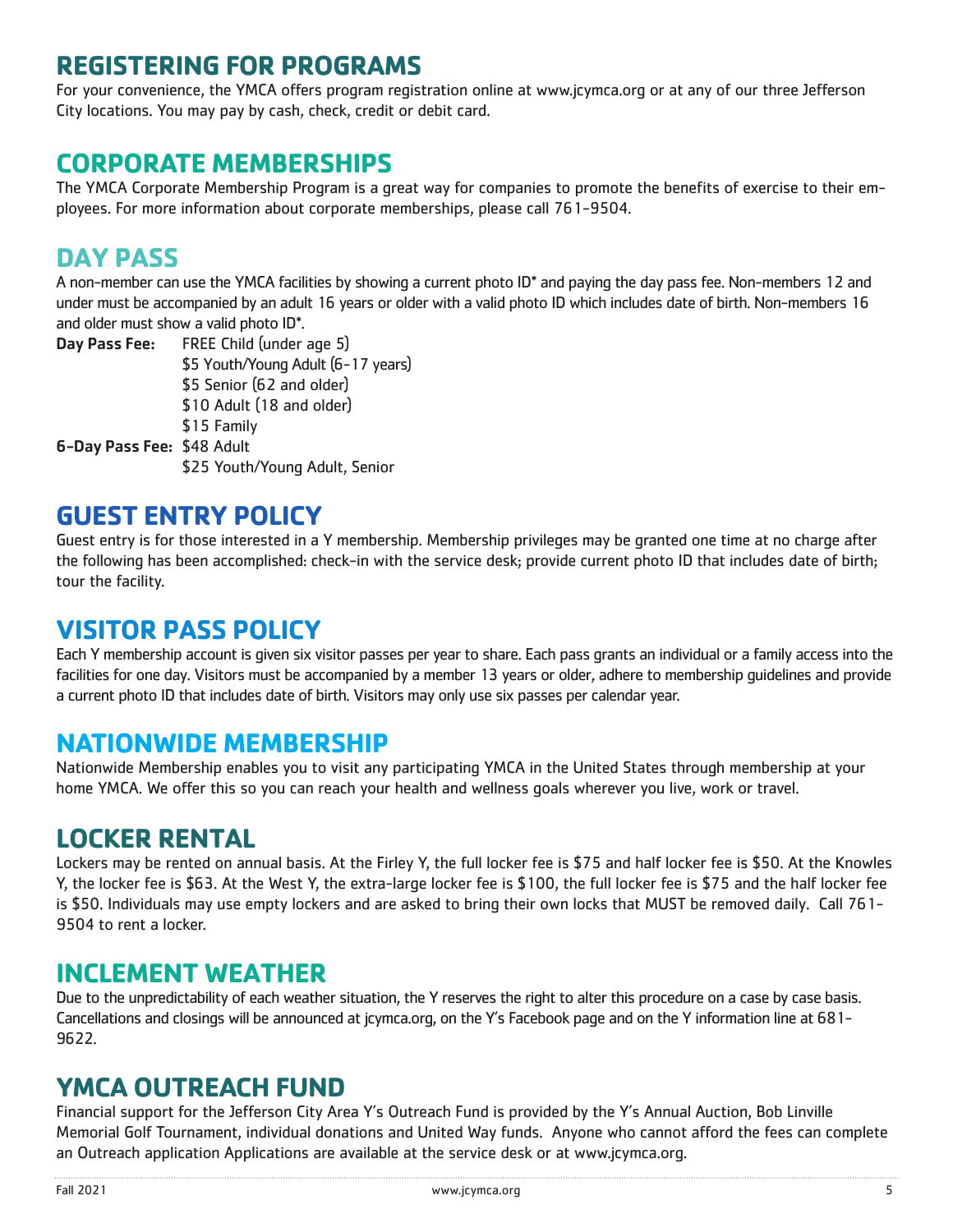## REGISTERING FOR PROGRAMS

For your convenience, the YMCA offers program registration online at www.jcymca.org or at any of our three Jefferson City locations. You may pay by cash, check, credit or debit card.

## CORPORATE MEMBERSHIPS

The YMCA Corporate Membership Program is a great way for companies to promote the benefits of exercise to their employees. For more information about corporate memberships, please call 761-9504.

## DAY PASS

A non-member can use the YMCA facilities by showing a current photo ID* and paying the day pass fee. Non-members 12 and under must be accompanied by an adult 16 years or older with a valid photo ID which includes date of birth. Non-members 16 and older must show a valid photo ID*.

**Day Pass Fee:** FREE Child (under age 5)
$5 Youth/Young Adult (6-17 years)
$5 Senior (62 and older)
$10 Adult (18 and older)
$15 Family

**6-Day Pass Fee:** $48 Adult
$25 Youth/Young Adult, Senior

## GUEST ENTRY POLICY

Guest entry is for those interested in a Y membership. Membership privileges may be granted one time at no charge after the following has been accomplished: check-in with the service desk; provide current photo ID that includes date of birth; tour the facility.

## VISITOR PASS POLICY

Each Y membership account is given six visitor passes per year to share. Each pass grants an individual or a family access into the facilities for one day. Visitors must be accompanied by a member 13 years or older, adhere to membership guidelines and provide a current photo ID that includes date of birth. Visitors may only use six passes per calendar year.

## NATIONWIDE MEMBERSHIP

Nationwide Membership enables you to visit any participating YMCA in the United States through membership at your home YMCA. We offer this so you can reach your health and wellness goals wherever you live, work or travel.

## LOCKER RENTAL

Lockers may be rented on annual basis. At the Firley Y, the full locker fee is $75 and half locker fee is $50. At the Knowles Y, the locker fee is $63. At the West Y, the extra-large locker fee is $100, the full locker fee is $75 and the half locker fee is $50. Individuals may use empty lockers and are asked to bring their own locks that MUST be removed daily. Call 761-9504 to rent a locker.

## INCLEMENT WEATHER

Due to the unpredictability of each weather situation, the Y reserves the right to alter this procedure on a case by case basis. Cancellations and closings will be announced at jcymca.org, on the Y's Facebook page and on the Y information line at 681-9622.

## YMCA OUTREACH FUND

Financial support for the Jefferson City Area Y's Outreach Fund is provided by the Y's Annual Auction, Bob Linville Memorial Golf Tournament, individual donations and United Way funds. Anyone who cannot afford the fees can complete an Outreach application Applications are available at the service desk or at www.jcymca.org.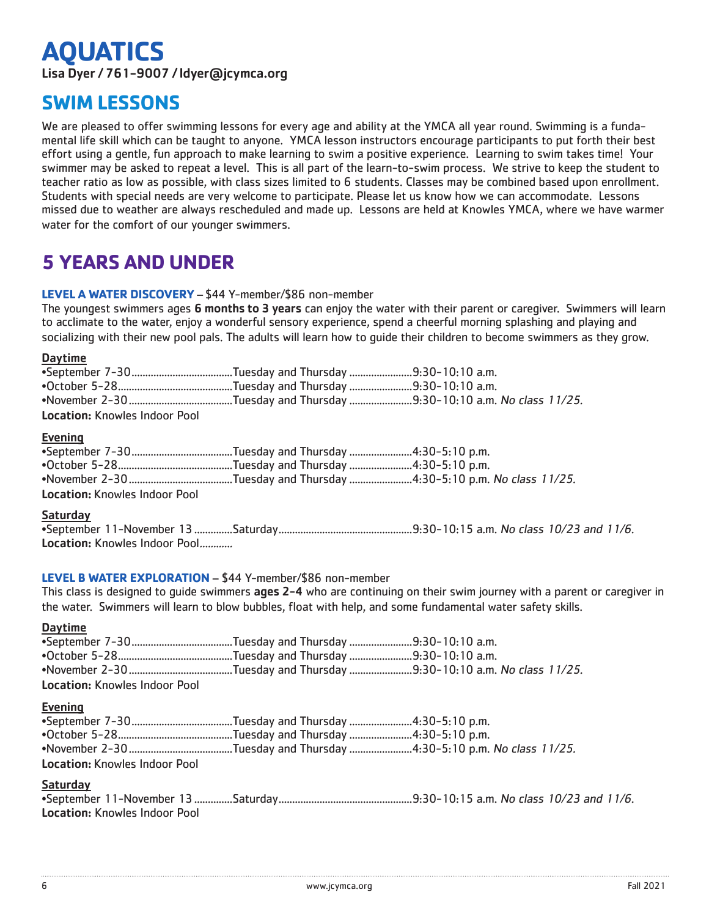# AQUATICS

**Lisa Dyer / 761-9007 / ldyer@jcymca.org**

## SWIM LESSONS

We are pleased to offer swimming lessons for every age and ability at the YMCA all year round. Swimming is a fundamental life skill which can be taught to anyone. YMCA lesson instructors encourage participants to put forth their best effort using a gentle, fun approach to make learning to swim a positive experience. Learning to swim takes time! Your swimmer may be asked to repeat a level. This is all part of the learn-to-swim process. We strive to keep the student to teacher ratio as low as possible, with class sizes limited to 6 students. Classes may be combined based upon enrollment. Students with special needs are very welcome to participate. Please let us know how we can accommodate. Lessons missed due to weather are always rescheduled and made up. Lessons are held at Knowles YMCA, where we have warmer water for the comfort of our younger swimmers.

## 5 YEARS AND UNDER

### LEVEL A WATER DISCOVERY – $44 Y-member/$86 non-member

The youngest swimmers ages **6 months to 3 years** can enjoy the water with their parent or caregiver. Swimmers will learn to acclimate to the water, enjoy a wonderful sensory experience, spend a cheerful morning splashing and playing and socializing with their new pool pals. The adults will learn how to guide their children to become swimmers as they grow.

**Daytime**

- September 7-30......Tuesday and Thursday......9:30-10:10 a.m.
- October 5-28......Tuesday and Thursday......9:30-10:10 a.m.
- November 2-30......Tuesday and Thursday......9:30-10:10 a.m. *No class 11/25.*

**Location:** Knowles Indoor Pool

**Evening**

- September 7-30......Tuesday and Thursday......4:30-5:10 p.m.
- October 5-28......Tuesday and Thursday......4:30-5:10 p.m.
- November 2-30......Tuesday and Thursday......4:30-5:10 p.m. *No class 11/25.*

**Location:** Knowles Indoor Pool

**Saturday**

- September 11-November 13......Saturday......9:30-10:15 a.m. *No class 10/23 and 11/6.*

**Location:** Knowles Indoor Pool

### LEVEL B WATER EXPLORATION – $44 Y-member/$86 non-member

This class is designed to guide swimmers **ages 2-4** who are continuing on their swim journey with a parent or caregiver in the water. Swimmers will learn to blow bubbles, float with help, and some fundamental water safety skills.

**Daytime**

- September 7-30......Tuesday and Thursday......9:30-10:10 a.m.
- October 5-28......Tuesday and Thursday......9:30-10:10 a.m.
- November 2-30......Tuesday and Thursday......9:30-10:10 a.m. *No class 11/25.*

**Location:** Knowles Indoor Pool

**Evening**

- September 7-30......Tuesday and Thursday......4:30-5:10 p.m.
- October 5-28......Tuesday and Thursday......4:30-5:10 p.m.
- November 2-30......Tuesday and Thursday......4:30-5:10 p.m. *No class 11/25.*

**Location:** Knowles Indoor Pool

**Saturday**

- September 11-November 13......Saturday......9:30-10:15 a.m. *No class 10/23 and 11/6.*

**Location:** Knowles Indoor Pool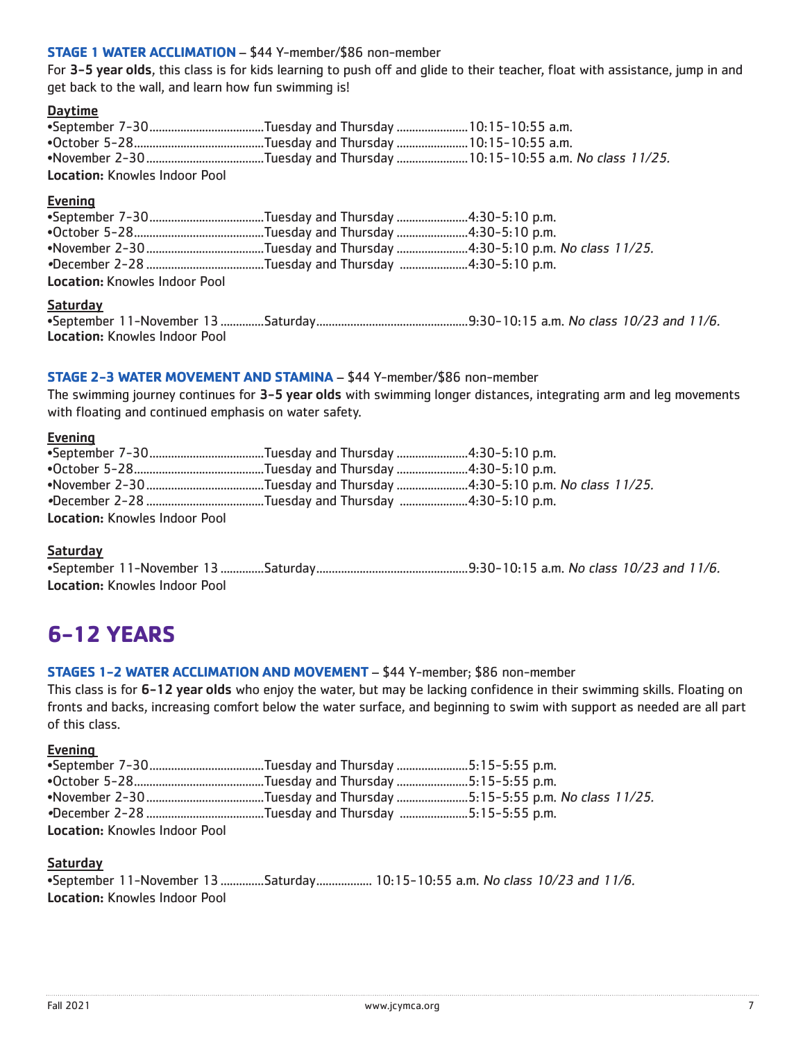**STAGE 1 WATER ACCLIMATION** – $44 Y-member/$86 non-member

For **3-5 year olds**, this class is for kids learning to push off and glide to their teacher, float with assistance, jump in and get back to the wall, and learn how fun swimming is!

**Daytime**

- September 7-30 ........ Tuesday and Thursday ........ 10:15-10:55 a.m.
- October 5-28 ........ Tuesday and Thursday ........ 10:15-10:55 a.m.
- November 2-30 ........ Tuesday and Thursday ........ 10:15-10:55 a.m. *No class 11/25.*

**Location:** Knowles Indoor Pool

**Evening**

- September 7-30 ........ Tuesday and Thursday ........ 4:30-5:10 p.m.
- October 5-28 ........ Tuesday and Thursday ........ 4:30-5:10 p.m.
- November 2-30 ........ Tuesday and Thursday ........ 4:30-5:10 p.m. *No class 11/25.*
- December 2-28 ........ Tuesday and Thursday ........ 4:30-5:10 p.m.

**Location:** Knowles Indoor Pool

**Saturday**

- September 11-November 13 ........ Saturday ........ 9:30-10:15 a.m. *No class 10/23 and 11/6.*

**Location:** Knowles Indoor Pool

**STAGE 2-3 WATER MOVEMENT AND STAMINA** – $44 Y-member/$86 non-member

The swimming journey continues for **3-5 year olds** with swimming longer distances, integrating arm and leg movements with floating and continued emphasis on water safety.

**Evening**

- September 7-30 ........ Tuesday and Thursday ........ 4:30-5:10 p.m.
- October 5-28 ........ Tuesday and Thursday ........ 4:30-5:10 p.m.
- November 2-30 ........ Tuesday and Thursday ........ 4:30-5:10 p.m. *No class 11/25.*
- December 2-28 ........ Tuesday and Thursday ........ 4:30-5:10 p.m.

**Location:** Knowles Indoor Pool

**Saturday**

- September 11-November 13 ........ Saturday ........ 9:30-10:15 a.m. *No class 10/23 and 11/6.*

**Location:** Knowles Indoor Pool

# 6-12 YEARS

**STAGES 1-2 WATER ACCLIMATION AND MOVEMENT** – $44 Y-member; $86 non-member

This class is for **6-12 year olds** who enjoy the water, but may be lacking confidence in their swimming skills. Floating on fronts and backs, increasing comfort below the water surface, and beginning to swim with support as needed are all part of this class.

**Evening**

- September 7-30 ........ Tuesday and Thursday ........ 5:15-5:55 p.m.
- October 5-28 ........ Tuesday and Thursday ........ 5:15-5:55 p.m.
- November 2-30 ........ Tuesday and Thursday ........ 5:15-5:55 p.m. *No class 11/25.*
- December 2-28 ........ Tuesday and Thursday ........ 5:15-5:55 p.m.

**Location:** Knowles Indoor Pool

**Saturday**

- September 11-November 13 ........ Saturday ........ 10:15-10:55 a.m. *No class 10/23 and 11/6.*

**Location:** Knowles Indoor Pool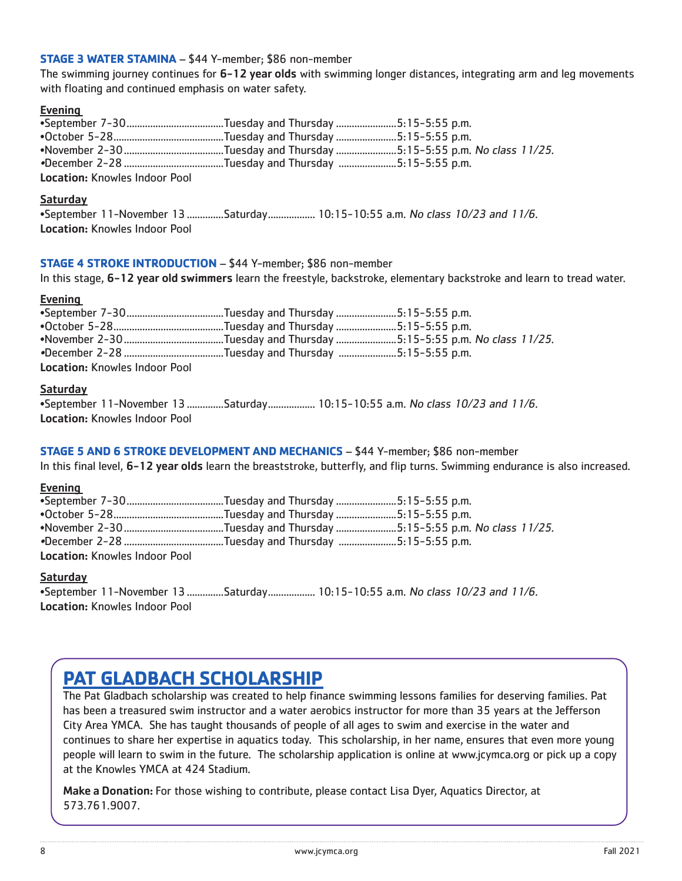**STAGE 3 WATER STAMINA** – $44 Y-member; $86 non-member

The swimming journey continues for **6-12 year olds** with swimming longer distances, integrating arm and leg movements with floating and continued emphasis on water safety.

**Evening**

- September 7-30 ..................................... Tuesday and Thursday ........................ 5:15-5:55 p.m.
- October 5-28 ......................................... Tuesday and Thursday ........................ 5:15-5:55 p.m.
- November 2-30 ..................................... Tuesday and Thursday ........................ 5:15-5:55 p.m. *No class 11/25.*
- December 2-28 ..................................... Tuesday and Thursday ........................ 5:15-5:55 p.m.

**Location:** Knowles Indoor Pool

**Saturday**

- September 11-November 13 .............. Saturday .................. 10:15-10:55 a.m. *No class 10/23 and 11/6.*

**Location:** Knowles Indoor Pool

**STAGE 4 STROKE INTRODUCTION** – $44 Y-member; $86 non-member

In this stage, **6-12 year old swimmers** learn the freestyle, backstroke, elementary backstroke and learn to tread water.

**Evening**

- September 7-30 ..................................... Tuesday and Thursday ........................ 5:15-5:55 p.m.
- October 5-28 ......................................... Tuesday and Thursday ........................ 5:15-5:55 p.m.
- November 2-30 ..................................... Tuesday and Thursday ........................ 5:15-5:55 p.m. *No class 11/25.*
- December 2-28 ..................................... Tuesday and Thursday ........................ 5:15-5:55 p.m.

**Location:** Knowles Indoor Pool

**Saturday**

- September 11-November 13 .............. Saturday .................. 10:15-10:55 a.m. *No class 10/23 and 11/6.*

**Location:** Knowles Indoor Pool

**STAGE 5 AND 6 STROKE DEVELOPMENT AND MECHANICS** – $44 Y-member; $86 non-member

In this final level, **6-12 year olds** learn the breaststroke, butterfly, and flip turns. Swimming endurance is also increased.

**Evening**

- September 7-30 ..................................... Tuesday and Thursday ........................ 5:15-5:55 p.m.
- October 5-28 ......................................... Tuesday and Thursday ........................ 5:15-5:55 p.m.
- November 2-30 ..................................... Tuesday and Thursday ........................ 5:15-5:55 p.m. *No class 11/25.*
- December 2-28 ..................................... Tuesday and Thursday ........................ 5:15-5:55 p.m.

**Location:** Knowles Indoor Pool

**Saturday**

- September 11-November 13 .............. Saturday .................. 10:15-10:55 a.m. *No class 10/23 and 11/6.*

**Location:** Knowles Indoor Pool

## PAT GLADBACH SCHOLARSHIP

The Pat Gladbach scholarship was created to help finance swimming lessons families for deserving families. Pat has been a treasured swim instructor and a water aerobics instructor for more than 35 years at the Jefferson City Area YMCA. She has taught thousands of people of all ages to swim and exercise in the water and continues to share her expertise in aquatics today. This scholarship, in her name, ensures that even more young people will learn to swim in the future. The scholarship application is online at www.jcymca.org or pick up a copy at the Knowles YMCA at 424 Stadium.

**Make a Donation:** For those wishing to contribute, please contact Lisa Dyer, Aquatics Director, at 573.761.9007.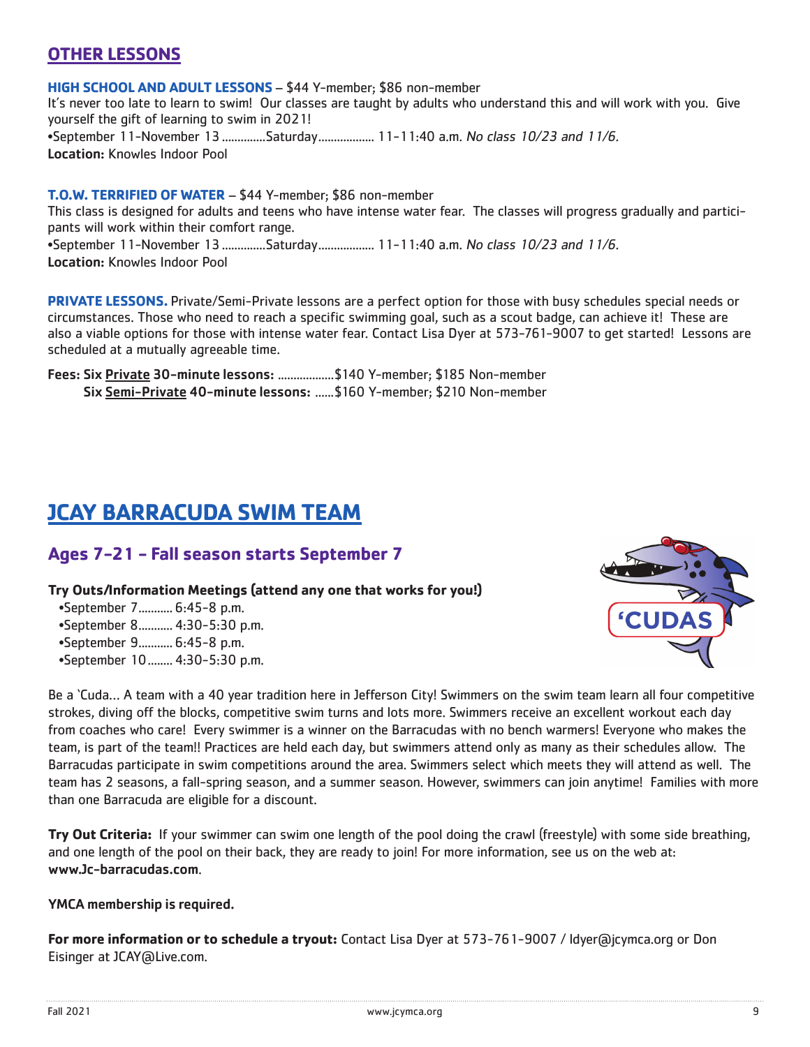## OTHER LESSONS

**HIGH SCHOOL AND ADULT LESSONS** – $44 Y-member; $86 non-member
It's never too late to learn to swim! Our classes are taught by adults who understand this and will work with you. Give yourself the gift of learning to swim in 2021!
•September 11-November 13 ..............Saturday.................. 11-11:40 a.m. *No class 10/23 and 11/6.*
**Location:** Knowles Indoor Pool

**T.O.W. TERRIFIED OF WATER** – $44 Y-member; $86 non-member
This class is designed for adults and teens who have intense water fear. The classes will progress gradually and participants will work within their comfort range.
•September 11-November 13 ..............Saturday.................. 11-11:40 a.m. *No class 10/23 and 11/6.*
**Location:** Knowles Indoor Pool

**PRIVATE LESSONS.** Private/Semi-Private lessons are a perfect option for those with busy schedules special needs or circumstances. Those who need to reach a specific swimming goal, such as a scout badge, can achieve it! These are also a viable options for those with intense water fear. Contact Lisa Dyer at 573-761-9007 to get started! Lessons are scheduled at a mutually agreeable time.

**Fees: Six Private 30-minute lessons:** ..................$140 Y-member; $185 Non-member
**Six Semi-Private 40-minute lessons:** ......$160 Y-member; $210 Non-member

## JCAY BARRACUDA SWIM TEAM

### Ages 7-21 - Fall season starts September 7

**Try Outs/Information Meetings (attend any one that works for you!)**
- September 7........... 6:45-8 p.m.
- September 8........... 4:30-5:30 p.m.
- September 9........... 6:45-8 p.m.
- September 10........ 4:30-5:30 p.m.

Be a `Cuda... A team with a 40 year tradition here in Jefferson City! Swimmers on the swim team learn all four competitive strokes, diving off the blocks, competitive swim turns and lots more. Swimmers receive an excellent workout each day from coaches who care! Every swimmer is a winner on the Barracudas with no bench warmers! Everyone who makes the team, is part of the team!! Practices are held each day, but swimmers attend only as many as their schedules allow. The Barracudas participate in swim competitions around the area. Swimmers select which meets they will attend as well. The team has 2 seasons, a fall-spring season, and a summer season. However, swimmers can join anytime! Families with more than one Barracuda are eligible for a discount.

**Try Out Criteria:** If your swimmer can swim one length of the pool doing the crawl (freestyle) with some side breathing, and one length of the pool on their back, they are ready to join! For more information, see us on the web at: **www.Jc-barracudas.com**.

**YMCA membership is required.**

**For more information or to schedule a tryout:** Contact Lisa Dyer at 573-761-9007 / ldyer@jcymca.org or Don Eisinger at JCAY@Live.com.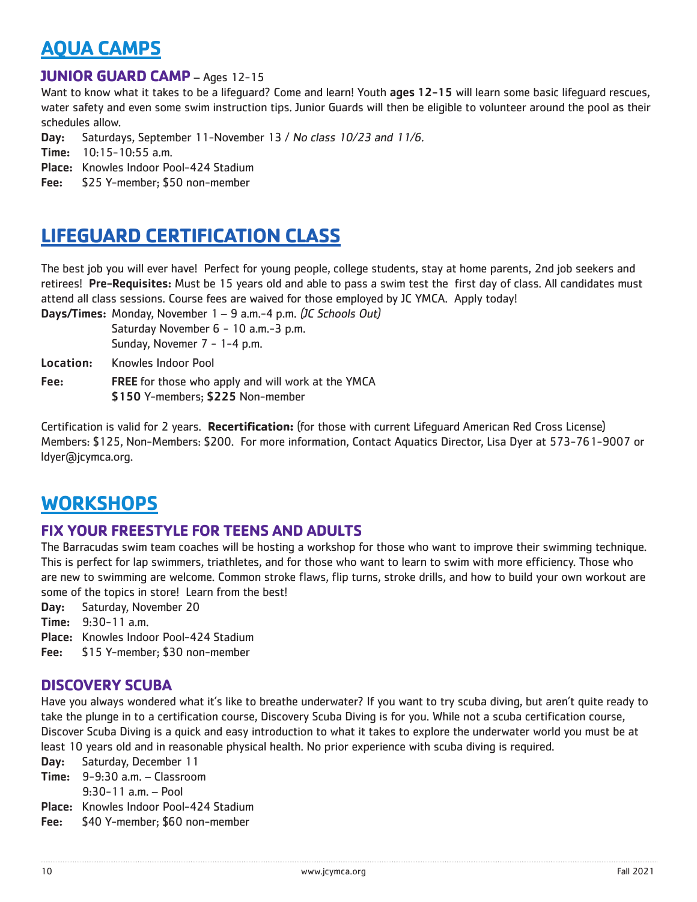# AQUA CAMPS

## JUNIOR GUARD CAMP – Ages 12-15

Want to know what it takes to be a lifeguard? Come and learn! Youth **ages 12-15** will learn some basic lifeguard rescues, water safety and even some swim instruction tips. Junior Guards will then be eligible to volunteer around the pool as their schedules allow.

**Day:** Saturdays, September 11-November 13 / *No class 10/23 and 11/6.*
**Time:** 10:15-10:55 a.m.
**Place:** Knowles Indoor Pool-424 Stadium
**Fee:** $25 Y-member; $50 non-member

# LIFEGUARD CERTIFICATION CLASS

The best job you will ever have! Perfect for young people, college students, stay at home parents, 2nd job seekers and retirees! **Pre-Requisites:** Must be 15 years old and able to pass a swim test the first day of class. All candidates must attend all class sessions. Course fees are waived for those employed by JC YMCA. Apply today!

**Days/Times:** Monday, November 1 – 9 a.m.-4 p.m. *(JC Schools Out)*
Saturday November 6 - 10 a.m.-3 p.m.
Sunday, Novemer 7 - 1-4 p.m.

**Location:** Knowles Indoor Pool

**Fee:** **FREE** for those who apply and will work at the YMCA
**$150** Y-members; **$225** Non-member

Certification is valid for 2 years. **Recertification:** (for those with current Lifeguard American Red Cross License) Members: $125, Non-Members: $200. For more information, Contact Aquatics Director, Lisa Dyer at 573-761-9007 or ldyer@jcymca.org.

# WORKSHOPS

## FIX YOUR FREESTYLE FOR TEENS AND ADULTS

The Barracudas swim team coaches will be hosting a workshop for those who want to improve their swimming technique. This is perfect for lap swimmers, triathletes, and for those who want to learn to swim with more efficiency. Those who are new to swimming are welcome. Common stroke flaws, flip turns, stroke drills, and how to build your own workout are some of the topics in store! Learn from the best!

**Day:** Saturday, November 20
**Time:** 9:30-11 a.m.
**Place:** Knowles Indoor Pool-424 Stadium
**Fee:** $15 Y-member; $30 non-member

## DISCOVERY SCUBA

Have you always wondered what it's like to breathe underwater? If you want to try scuba diving, but aren't quite ready to take the plunge in to a certification course, Discovery Scuba Diving is for you. While not a scuba certification course, Discover Scuba Diving is a quick and easy introduction to what it takes to explore the underwater world you must be at least 10 years old and in reasonable physical health. No prior experience with scuba diving is required.

**Day:** Saturday, December 11
**Time:** 9-9:30 a.m. – Classroom
9:30-11 a.m. – Pool
**Place:** Knowles Indoor Pool-424 Stadium
**Fee:** $40 Y-member; $60 non-member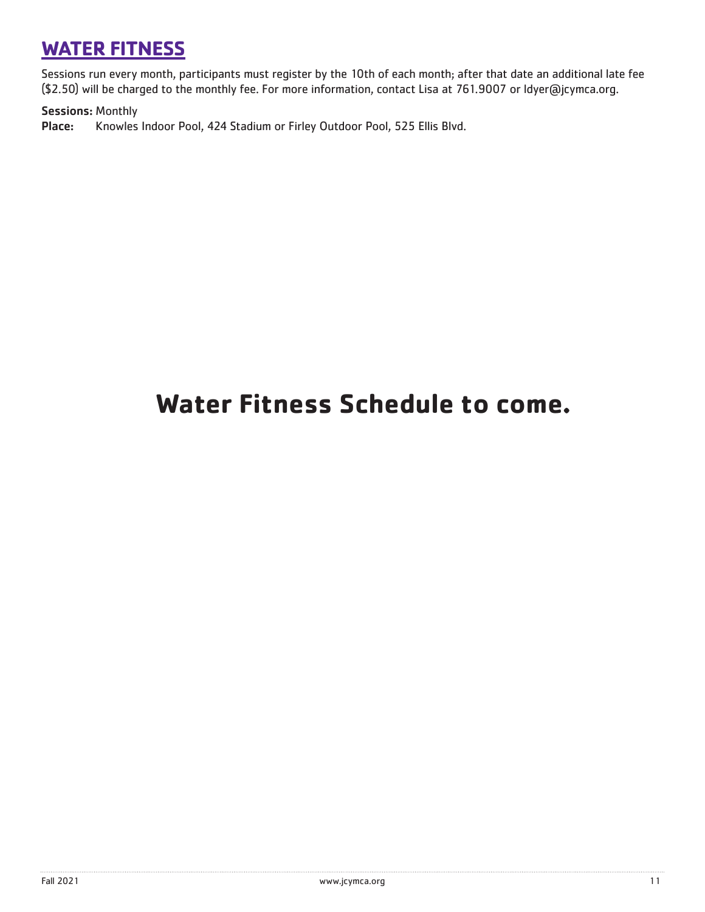## WATER FITNESS

Sessions run every month, participants must register by the 10th of each month; after that date an additional late fee ($2.50) will be charged to the monthly fee. For more information, contact Lisa at 761.9007 or ldyer@jcymca.org.

**Sessions:** Monthly
**Place:** Knowles Indoor Pool, 424 Stadium or Firley Outdoor Pool, 525 Ellis Blvd.

# Water Fitness Schedule to come.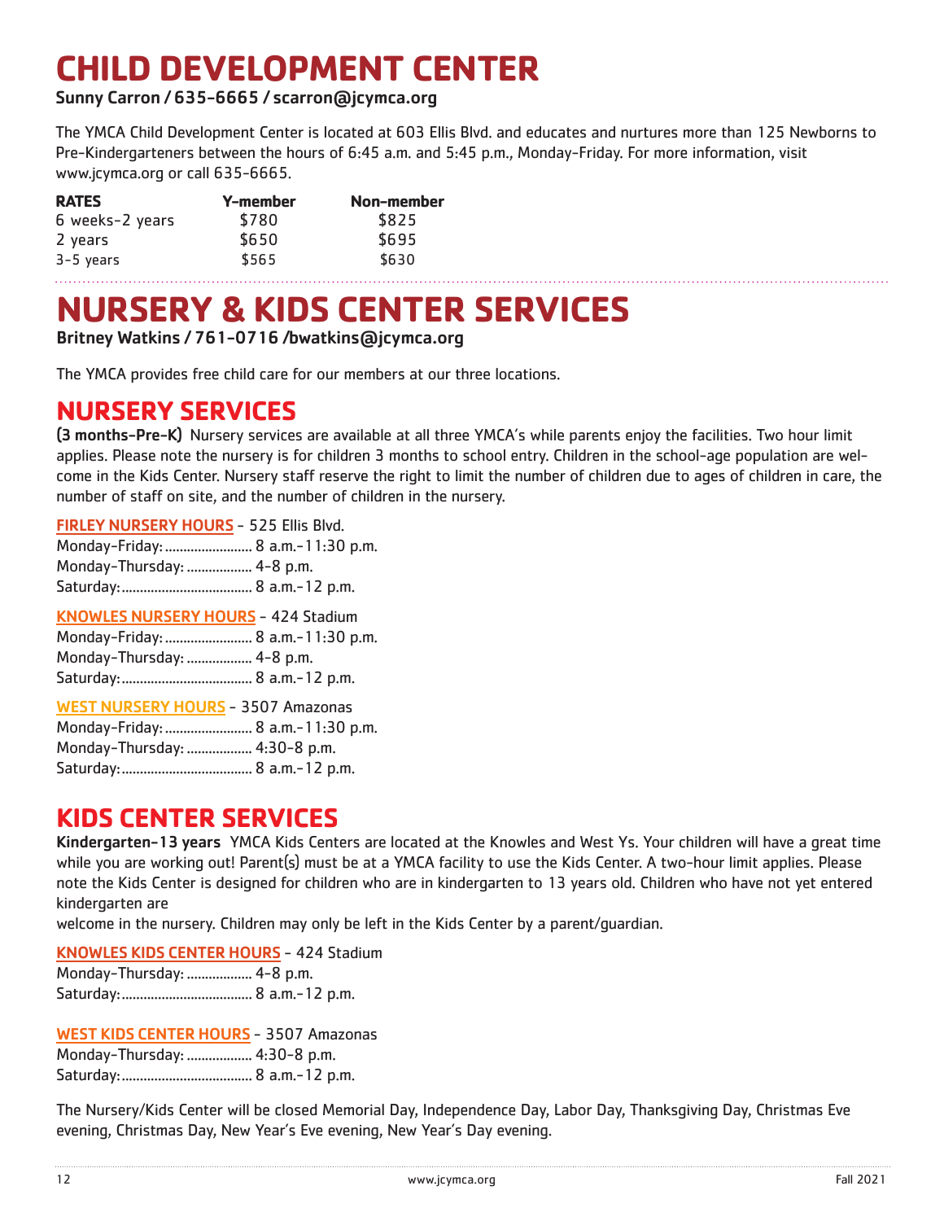# CHILD DEVELOPMENT CENTER

**Sunny Carron / 635-6665 / scarron@jcymca.org**

The YMCA Child Development Center is located at 603 Ellis Blvd. and educates and nurtures more than 125 Newborns to Pre-Kindergarteners between the hours of 6:45 a.m. and 5:45 p.m., Monday-Friday. For more information, visit www.jcymca.org or call 635-6665.

| RATES | Y-member | Non-member |
|---|---|---|
| 6 weeks-2 years | $780 | $825 |
| 2 years | $650 | $695 |
| 3-5 years | $565 | $630 |

# NURSERY & KIDS CENTER SERVICES

**Britney Watkins / 761-0716 /bwatkins@jcymca.org**

The YMCA provides free child care for our members at our three locations.

## NURSERY SERVICES

**(3 months-Pre-K)** Nursery services are available at all three YMCA's while parents enjoy the facilities. Two hour limit applies. Please note the nursery is for children 3 months to school entry. Children in the school-age population are welcome in the Kids Center. Nursery staff reserve the right to limit the number of children due to ages of children in care, the number of staff on site, and the number of children in the nursery.

**FIRLEY NURSERY HOURS** - 525 Ellis Blvd.
Monday-Friday: ........................ 8 a.m.-11:30 p.m.
Monday-Thursday: .................. 4-8 p.m.
Saturday:.................................... 8 a.m.-12 p.m.

**KNOWLES NURSERY HOURS** - 424 Stadium
Monday-Friday: ........................ 8 a.m.-11:30 p.m.
Monday-Thursday: .................. 4-8 p.m.
Saturday:.................................... 8 a.m.-12 p.m.

**WEST NURSERY HOURS** - 3507 Amazonas
Monday-Friday: ........................ 8 a.m.-11:30 p.m.
Monday-Thursday: .................. 4:30-8 p.m.
Saturday:.................................... 8 a.m.-12 p.m.

## KIDS CENTER SERVICES

**Kindergarten-13 years** YMCA Kids Centers are located at the Knowles and West Ys. Your children will have a great time while you are working out! Parent(s) must be at a YMCA facility to use the Kids Center. A two-hour limit applies. Please note the Kids Center is designed for children who are in kindergarten to 13 years old. Children who have not yet entered kindergarten are
welcome in the nursery. Children may only be left in the Kids Center by a parent/guardian.

**KNOWLES KIDS CENTER HOURS** - 424 Stadium
Monday-Thursday: .................. 4-8 p.m.
Saturday:.................................... 8 a.m.-12 p.m.

**WEST KIDS CENTER HOURS** - 3507 Amazonas
Monday-Thursday: .................. 4:30-8 p.m.
Saturday:.................................... 8 a.m.-12 p.m.

The Nursery/Kids Center will be closed Memorial Day, Independence Day, Labor Day, Thanksgiving Day, Christmas Eve evening, Christmas Day, New Year's Eve evening, New Year's Day evening.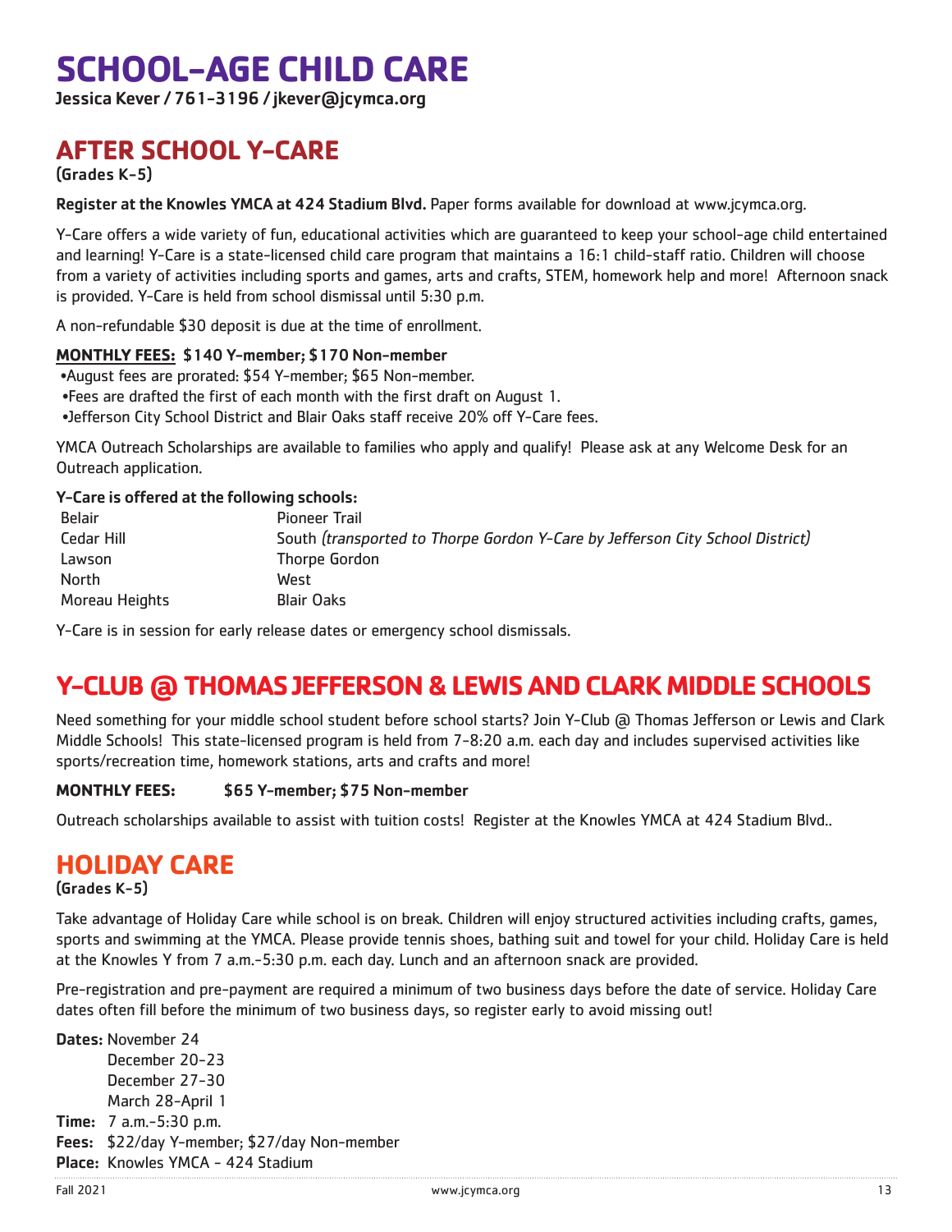# SCHOOL-AGE CHILD CARE

**Jessica Kever / 761-3196 / jkever@jcymca.org**

## AFTER SCHOOL Y-CARE

**(Grades K-5)**

**Register at the Knowles YMCA at 424 Stadium Blvd.** Paper forms available for download at www.jcymca.org.

Y-Care offers a wide variety of fun, educational activities which are guaranteed to keep your school-age child entertained and learning! Y-Care is a state-licensed child care program that maintains a 16:1 child-staff ratio. Children will choose from a variety of activities including sports and games, arts and crafts, STEM, homework help and more! Afternoon snack is provided. Y-Care is held from school dismissal until 5:30 p.m.

A non-refundable $30 deposit is due at the time of enrollment.

**MONTHLY FEES: $140 Y-member; $170 Non-member**

- August fees are prorated: $54 Y-member; $65 Non-member.
- Fees are drafted the first of each month with the first draft on August 1.
- Jefferson City School District and Blair Oaks staff receive 20% off Y-Care fees.

YMCA Outreach Scholarships are available to families who apply and qualify! Please ask at any Welcome Desk for an Outreach application.

**Y-Care is offered at the following schools:**

- Belair
- Cedar Hill
- Lawson
- North
- Moreau Heights
- Pioneer Trail
- South *(transported to Thorpe Gordon Y-Care by Jefferson City School District)*
- Thorpe Gordon
- West
- Blair Oaks

Y-Care is in session for early release dates or emergency school dismissals.

## Y-CLUB @ THOMAS JEFFERSON & LEWIS AND CLARK MIDDLE SCHOOLS

Need something for your middle school student before school starts? Join Y-Club @ Thomas Jefferson or Lewis and Clark Middle Schools! This state-licensed program is held from 7-8:20 a.m. each day and includes supervised activities like sports/recreation time, homework stations, arts and crafts and more!

**MONTHLY FEES: $65 Y-member; $75 Non-member**

Outreach scholarships available to assist with tuition costs! Register at the Knowles YMCA at 424 Stadium Blvd..

## HOLIDAY CARE

**(Grades K-5)**

Take advantage of Holiday Care while school is on break. Children will enjoy structured activities including crafts, games, sports and swimming at the YMCA. Please provide tennis shoes, bathing suit and towel for your child. Holiday Care is held at the Knowles Y from 7 a.m.-5:30 p.m. each day. Lunch and an afternoon snack are provided.

Pre-registration and pre-payment are required a minimum of two business days before the date of service. Holiday Care dates often fill before the minimum of two business days, so register early to avoid missing out!

**Dates:** November 24
December 20-23
December 27-30
March 28-April 1

**Time:** 7 a.m.-5:30 p.m.

**Fees:** $22/day Y-member; $27/day Non-member

**Place:** Knowles YMCA - 424 Stadium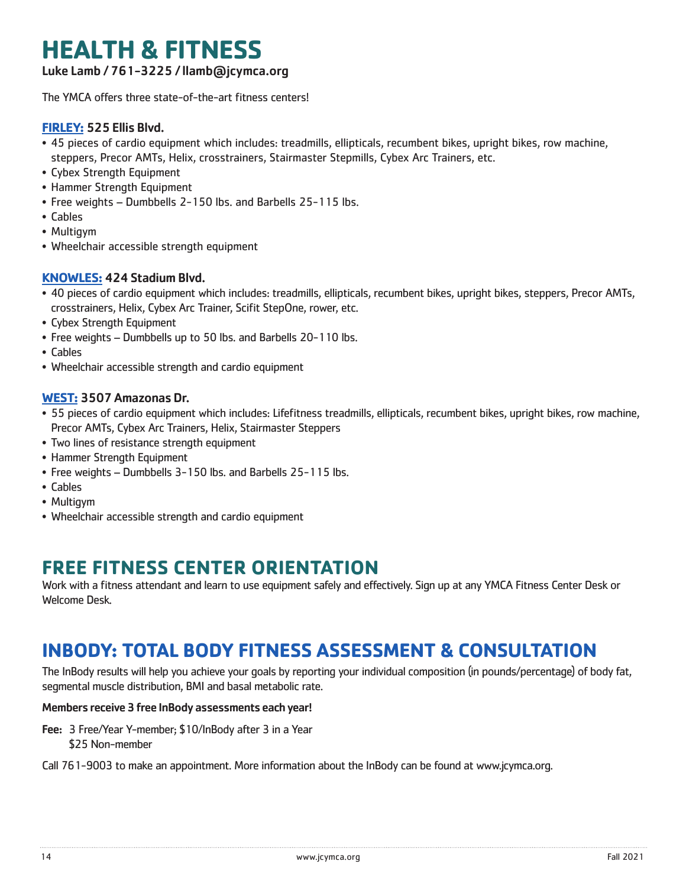# HEALTH & FITNESS

**Luke Lamb / 761-3225 / llamb@jcymca.org**

The YMCA offers three state-of-the-art fitness centers!

### FIRLEY: 525 Ellis Blvd.

- 45 pieces of cardio equipment which includes: treadmills, ellipticals, recumbent bikes, upright bikes, row machine, steppers, Precor AMTs, Helix, crosstrainers, Stairmaster Stepmills, Cybex Arc Trainers, etc.
- Cybex Strength Equipment
- Hammer Strength Equipment
- Free weights – Dumbbells 2-150 lbs. and Barbells 25-115 lbs.
- Cables
- Multigym
- Wheelchair accessible strength equipment

### KNOWLES: 424 Stadium Blvd.

- 40 pieces of cardio equipment which includes: treadmills, ellipticals, recumbent bikes, upright bikes, steppers, Precor AMTs, crosstrainers, Helix, Cybex Arc Trainer, Scifit StepOne, rower, etc.
- Cybex Strength Equipment
- Free weights – Dumbbells up to 50 lbs. and Barbells 20-110 lbs.
- Cables
- Wheelchair accessible strength and cardio equipment

### WEST: 3507 Amazonas Dr.

- 55 pieces of cardio equipment which includes: Lifefitness treadmills, ellipticals, recumbent bikes, upright bikes, row machine, Precor AMTs, Cybex Arc Trainers, Helix, Stairmaster Steppers
- Two lines of resistance strength equipment
- Hammer Strength Equipment
- Free weights – Dumbbells 3-150 lbs. and Barbells 25-115 lbs.
- Cables
- Multigym
- Wheelchair accessible strength and cardio equipment

## FREE FITNESS CENTER ORIENTATION

Work with a fitness attendant and learn to use equipment safely and effectively. Sign up at any YMCA Fitness Center Desk or Welcome Desk.

## INBODY: TOTAL BODY FITNESS ASSESSMENT & CONSULTATION

The InBody results will help you achieve your goals by reporting your individual composition (in pounds/percentage) of body fat, segmental muscle distribution, BMI and basal metabolic rate.

**Members receive 3 free InBody assessments each year!**

**Fee:** 3 Free/Year Y-member; $10/InBody after 3 in a Year
$25 Non-member

Call 761-9003 to make an appointment. More information about the InBody can be found at www.jcymca.org.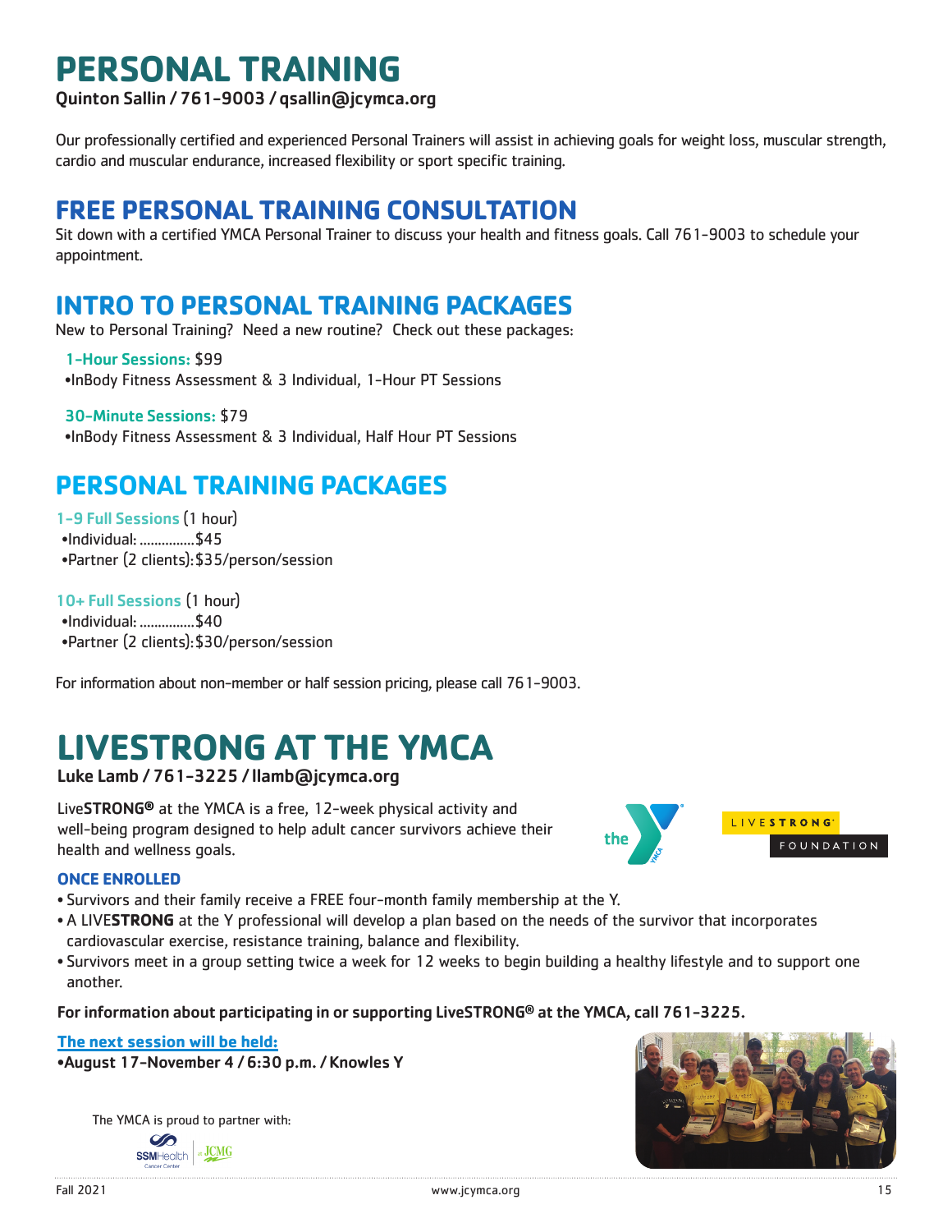# PERSONAL TRAINING

**Quinton Sallin / 761-9003 / qsallin@jcymca.org**

Our professionally certified and experienced Personal Trainers will assist in achieving goals for weight loss, muscular strength, cardio and muscular endurance, increased flexibility or sport specific training.

## FREE PERSONAL TRAINING CONSULTATION

Sit down with a certified YMCA Personal Trainer to discuss your health and fitness goals. Call 761-9003 to schedule your appointment.

## INTRO TO PERSONAL TRAINING PACKAGES

New to Personal Training? Need a new routine? Check out these packages:

**1-Hour Sessions:** $99
- InBody Fitness Assessment & 3 Individual, 1-Hour PT Sessions

**30-Minute Sessions:** $79
- InBody Fitness Assessment & 3 Individual, Half Hour PT Sessions

## PERSONAL TRAINING PACKAGES

**1-9 Full Sessions** (1 hour)
- Individual: ...............$45
- Partner (2 clients): $35/person/session

**10+ Full Sessions** (1 hour)
- Individual: ...............$40
- Partner (2 clients): $30/person/session

For information about non-member or half session pricing, please call 761-9003.

# LIVESTRONG AT THE YMCA

**Luke Lamb / 761-3225 / llamb@jcymca.org**

Live**STRONG®** at the YMCA is a free, 12-week physical activity and well-being program designed to help adult cancer survivors achieve their health and wellness goals.

### ONCE ENROLLED

- Survivors and their family receive a FREE four-month family membership at the Y.
- A LIVE**STRONG** at the Y professional will develop a plan based on the needs of the survivor that incorporates cardiovascular exercise, resistance training, balance and flexibility.
- Survivors meet in a group setting twice a week for 12 weeks to begin building a healthy lifestyle and to support one another.

**For information about participating in or supporting LiveSTRONG® at the YMCA, call 761-3225.**

**The next session will be held:**

- **August 17-November 4 / 6:30 p.m. / Knowles Y**

The YMCA is proud to partner with: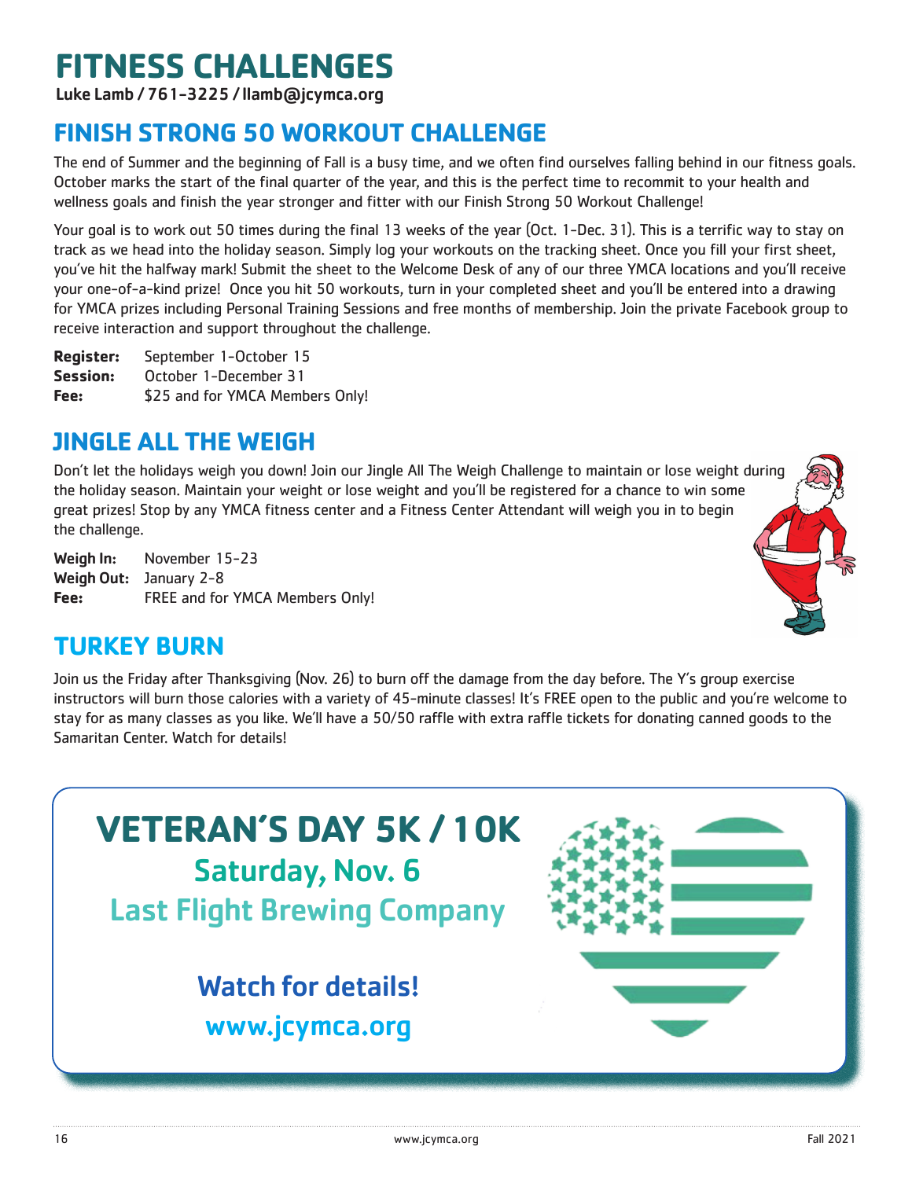# FITNESS CHALLENGES

**Luke Lamb / 761-3225 / llamb@jcymca.org**

## FINISH STRONG 50 WORKOUT CHALLENGE

The end of Summer and the beginning of Fall is a busy time, and we often find ourselves falling behind in our fitness goals. October marks the start of the final quarter of the year, and this is the perfect time to recommit to your health and wellness goals and finish the year stronger and fitter with our Finish Strong 50 Workout Challenge!

Your goal is to work out 50 times during the final 13 weeks of the year (Oct. 1-Dec. 31). This is a terrific way to stay on track as we head into the holiday season. Simply log your workouts on the tracking sheet. Once you fill your first sheet, you've hit the halfway mark! Submit the sheet to the Welcome Desk of any of our three YMCA locations and you'll receive your one-of-a-kind prize! Once you hit 50 workouts, turn in your completed sheet and you'll be entered into a drawing for YMCA prizes including Personal Training Sessions and free months of membership. Join the private Facebook group to receive interaction and support throughout the challenge.

**Register:** September 1-October 15
**Session:** October 1-December 31
**Fee:** $25 and for YMCA Members Only!

## JINGLE ALL THE WEIGH

Don't let the holidays weigh you down! Join our Jingle All The Weigh Challenge to maintain or lose weight during the holiday season. Maintain your weight or lose weight and you'll be registered for a chance to win some great prizes! Stop by any YMCA fitness center and a Fitness Center Attendant will weigh you in to begin the challenge.

**Weigh In:** November 15-23
**Weigh Out:** January 2-8
**Fee:** FREE and for YMCA Members Only!

## TURKEY BURN

Join us the Friday after Thanksgiving (Nov. 26) to burn off the damage from the day before. The Y's group exercise instructors will burn those calories with a variety of 45-minute classes! It's FREE open to the public and you're welcome to stay for as many classes as you like. We'll have a 50/50 raffle with extra raffle tickets for donating canned goods to the Samaritan Center. Watch for details!

## VETERAN'S DAY 5K / 10K

**Saturday, Nov. 6**

**Last Flight Brewing Company**

**Watch for details!**

**www.jcymca.org**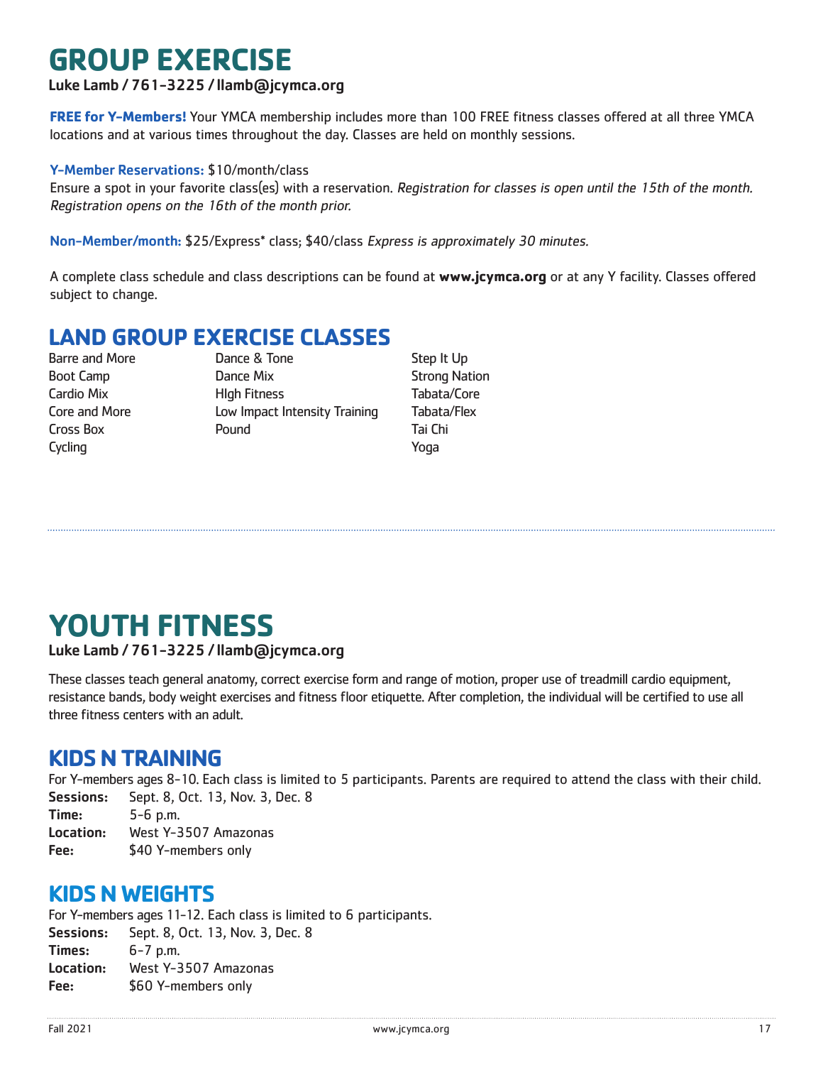# GROUP EXERCISE

**Luke Lamb / 761-3225 / llamb@jcymca.org**

**FREE for Y-Members!** Your YMCA membership includes more than 100 FREE fitness classes offered at all three YMCA locations and at various times throughout the day. Classes are held on monthly sessions.

**Y-Member Reservations:** $10/month/class
Ensure a spot in your favorite class(es) with a reservation. *Registration for classes is open until the 15th of the month. Registration opens on the 16th of the month prior.*

**Non-Member/month:** $25/Express* class; $40/class *Express is approximately 30 minutes.*

A complete class schedule and class descriptions can be found at **www.jcymca.org** or at any Y facility. Classes offered subject to change.

## LAND GROUP EXERCISE CLASSES

- Barre and More
- Boot Camp
- Cardio Mix
- Core and More
- Cross Box
- Cycling
- Dance & Tone
- Dance Mix
- HIgh Fitness
- Low Impact Intensity Training
- Pound
- Step It Up
- Strong Nation
- Tabata/Core
- Tabata/Flex
- Tai Chi
- Yoga

# YOUTH FITNESS

**Luke Lamb / 761-3225 / llamb@jcymca.org**

These classes teach general anatomy, correct exercise form and range of motion, proper use of treadmill cardio equipment, resistance bands, body weight exercises and fitness floor etiquette. After completion, the individual will be certified to use all three fitness centers with an adult.

## KIDS N TRAINING

For Y-members ages 8-10. Each class is limited to 5 participants. Parents are required to attend the class with their child.

**Sessions:** Sept. 8, Oct. 13, Nov. 3, Dec. 8
**Time:** 5-6 p.m.
**Location:** West Y-3507 Amazonas
**Fee:** $40 Y-members only

## KIDS N WEIGHTS

For Y-members ages 11-12. Each class is limited to 6 participants.

**Sessions:** Sept. 8, Oct. 13, Nov. 3, Dec. 8
**Times:** 6-7 p.m.
**Location:** West Y-3507 Amazonas
**Fee:** $60 Y-members only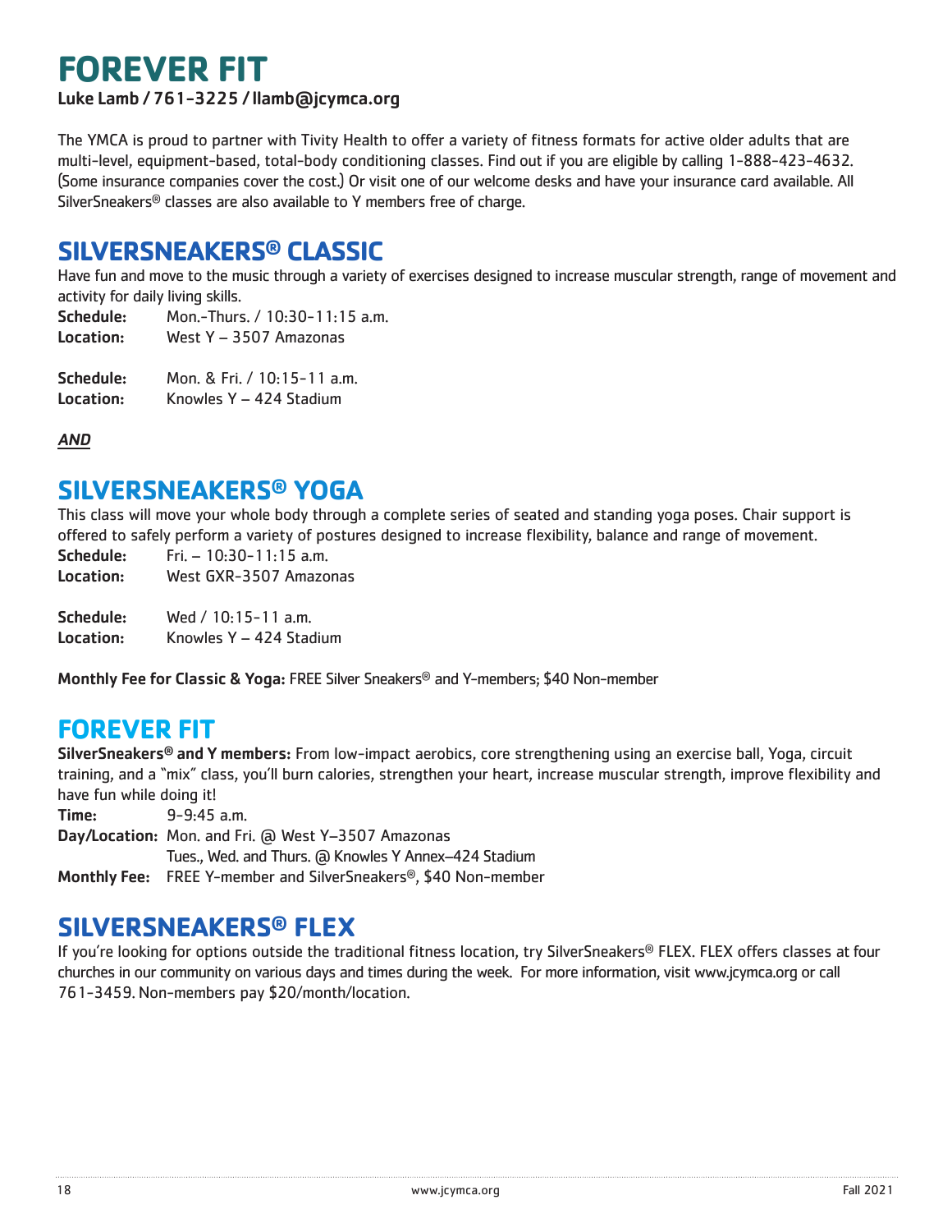# FOREVER FIT

**Luke Lamb / 761-3225 / llamb@jcymca.org**

The YMCA is proud to partner with Tivity Health to offer a variety of fitness formats for active older adults that are multi-level, equipment-based, total-body conditioning classes. Find out if you are eligible by calling 1-888-423-4632. (Some insurance companies cover the cost.) Or visit one of our welcome desks and have your insurance card available. All SilverSneakers® classes are also available to Y members free of charge.

## SILVERSNEAKERS® CLASSIC

Have fun and move to the music through a variety of exercises designed to increase muscular strength, range of movement and activity for daily living skills.

**Schedule:** Mon.-Thurs. / 10:30-11:15 a.m.
**Location:** West Y – 3507 Amazonas

**Schedule:** Mon. & Fri. / 10:15-11 a.m.
**Location:** Knowles Y – 424 Stadium

***AND***

## SILVERSNEAKERS® YOGA

This class will move your whole body through a complete series of seated and standing yoga poses. Chair support is offered to safely perform a variety of postures designed to increase flexibility, balance and range of movement.

**Schedule:** Fri. – 10:30-11:15 a.m.
**Location:** West GXR-3507 Amazonas

**Schedule:** Wed / 10:15-11 a.m.
**Location:** Knowles Y – 424 Stadium

**Monthly Fee for Classic & Yoga:** FREE Silver Sneakers® and Y-members; $40 Non-member

## FOREVER FIT

**SilverSneakers® and Y members:** From low-impact aerobics, core strengthening using an exercise ball, Yoga, circuit training, and a "mix" class, you'll burn calories, strengthen your heart, increase muscular strength, improve flexibility and have fun while doing it!

**Time:** 9-9:45 a.m.
**Day/Location:** Mon. and Fri. @ West Y–3507 Amazonas
Tues., Wed. and Thurs. @ Knowles Y Annex–424 Stadium
**Monthly Fee:** FREE Y-member and SilverSneakers®, $40 Non-member

## SILVERSNEAKERS® FLEX

If you're looking for options outside the traditional fitness location, try SilverSneakers® FLEX. FLEX offers classes at four churches in our community on various days and times during the week. For more information, visit www.jcymca.org or call 761-3459. Non-members pay $20/month/location.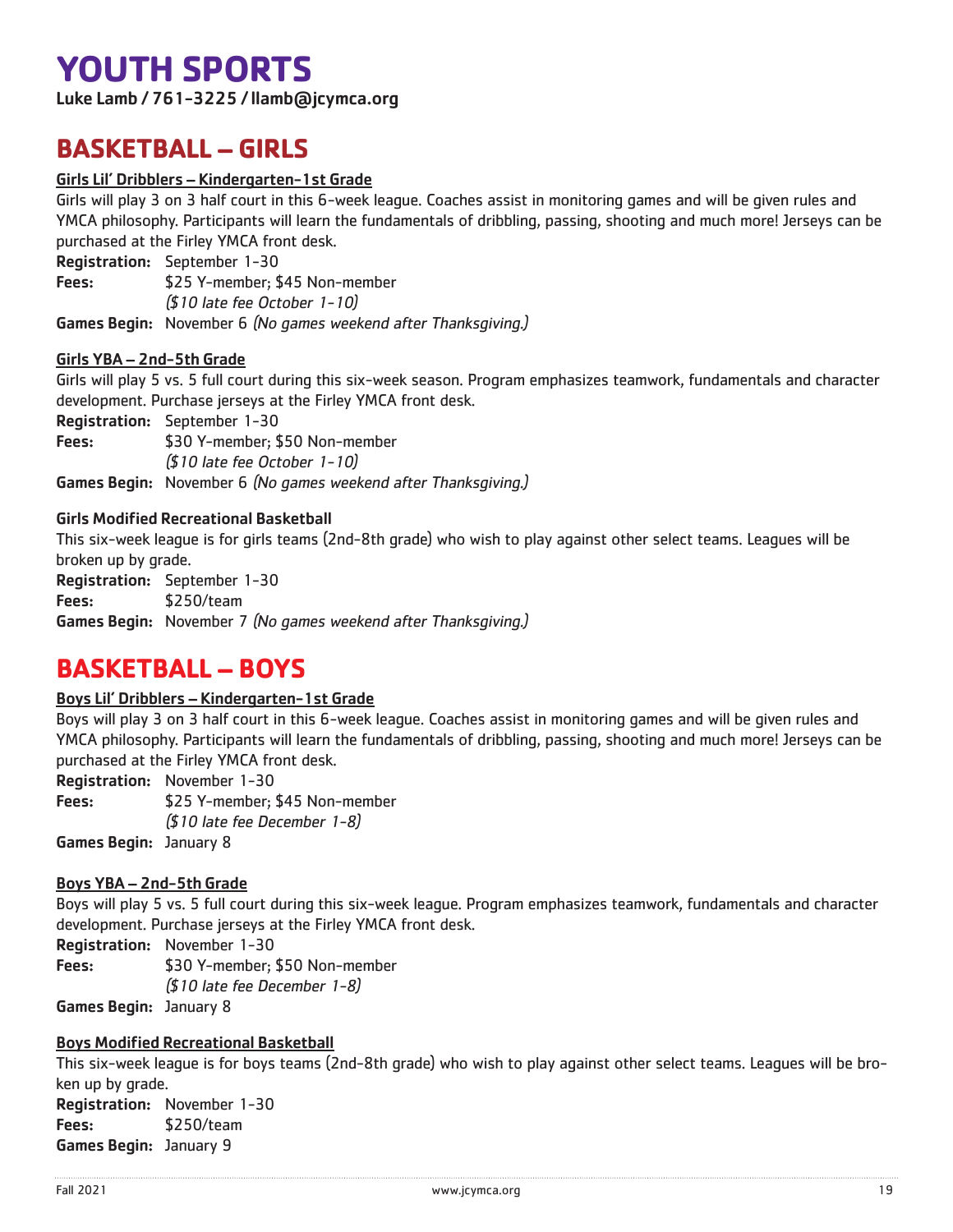# YOUTH SPORTS

**Luke Lamb / 761-3225 / llamb@jcymca.org**

## BASKETBALL – GIRLS

### Girls Lil' Dribblers – Kindergarten-1st Grade

Girls will play 3 on 3 half court in this 6-week league. Coaches assist in monitoring games and will be given rules and YMCA philosophy. Participants will learn the fundamentals of dribbling, passing, shooting and much more! Jerseys can be purchased at the Firley YMCA front desk.

**Registration:** September 1-30
**Fees:** $25 Y-member; $45 Non-member
*($10 late fee October 1-10)*
**Games Begin:** November 6 *(No games weekend after Thanksgiving.)*

### Girls YBA – 2nd-5th Grade

Girls will play 5 vs. 5 full court during this six-week season. Program emphasizes teamwork, fundamentals and character development. Purchase jerseys at the Firley YMCA front desk.

**Registration:** September 1-30
**Fees:** $30 Y-member; $50 Non-member
*($10 late fee October 1-10)*
**Games Begin:** November 6 *(No games weekend after Thanksgiving.)*

### Girls Modified Recreational Basketball

This six-week league is for girls teams (2nd-8th grade) who wish to play against other select teams. Leagues will be broken up by grade.

**Registration:** September 1-30
**Fees:** $250/team
**Games Begin:** November 7 *(No games weekend after Thanksgiving.)*

## BASKETBALL – BOYS

### Boys Lil' Dribblers – Kindergarten-1st Grade

Boys will play 3 on 3 half court in this 6-week league. Coaches assist in monitoring games and will be given rules and YMCA philosophy. Participants will learn the fundamentals of dribbling, passing, shooting and much more! Jerseys can be purchased at the Firley YMCA front desk.

**Registration:** November 1-30
**Fees:** $25 Y-member; $45 Non-member
*($10 late fee December 1-8)*
**Games Begin:** January 8

### Boys YBA – 2nd-5th Grade

Boys will play 5 vs. 5 full court during this six-week league. Program emphasizes teamwork, fundamentals and character development. Purchase jerseys at the Firley YMCA front desk.

**Registration:** November 1-30
**Fees:** $30 Y-member; $50 Non-member
*($10 late fee December 1-8)*
**Games Begin:** January 8

### Boys Modified Recreational Basketball

This six-week league is for boys teams (2nd-8th grade) who wish to play against other select teams. Leagues will be broken up by grade.

**Registration:** November 1-30
**Fees:** $250/team
**Games Begin:** January 9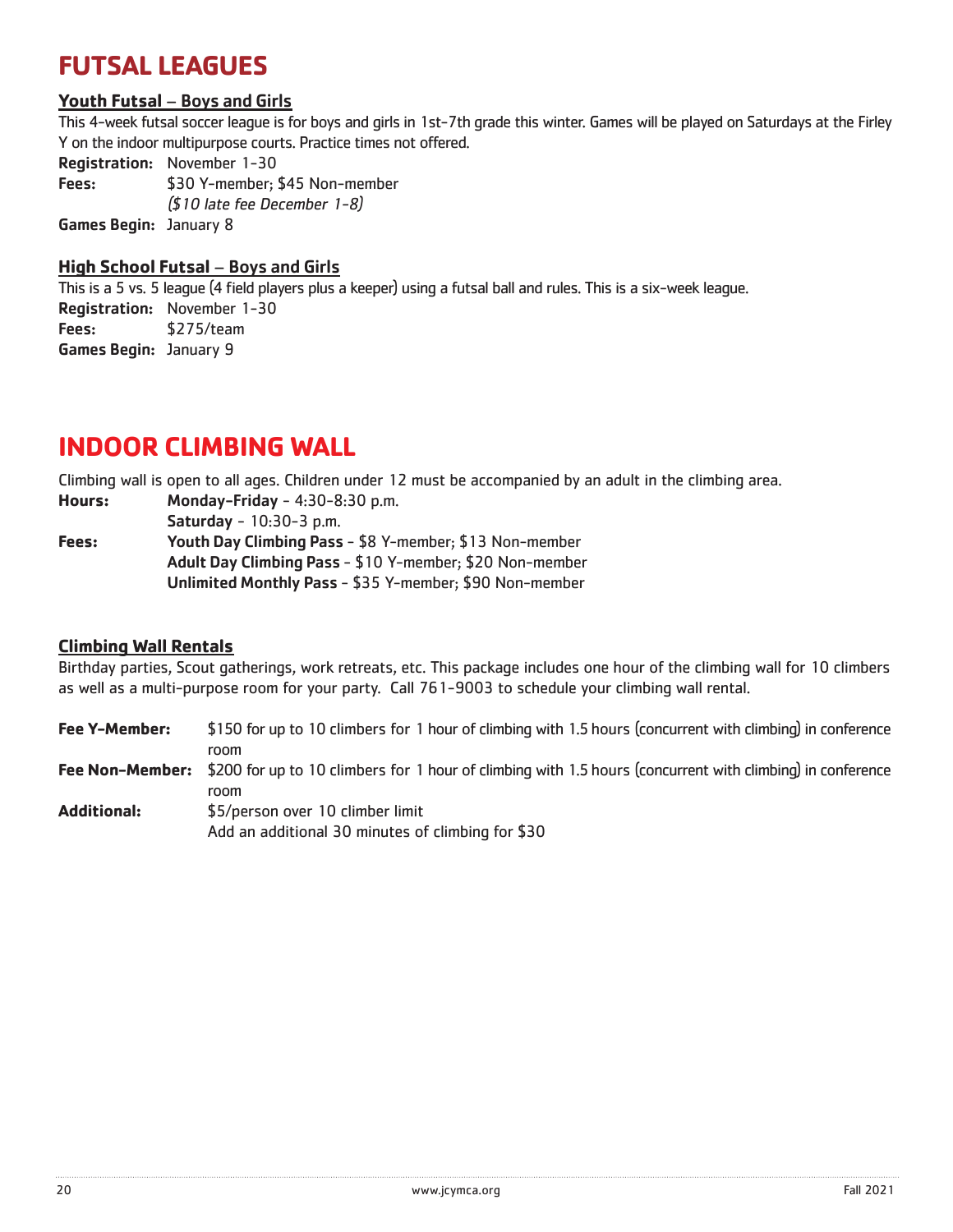# FUTSAL LEAGUES

### Youth Futsal – Boys and Girls

This 4-week futsal soccer league is for boys and girls in 1st-7th grade this winter. Games will be played on Saturdays at the Firley Y on the indoor multipurpose courts. Practice times not offered.

**Registration:** November 1-30
**Fees:** $30 Y-member; $45 Non-member
*($10 late fee December 1-8)*
**Games Begin:** January 8

### High School Futsal – Boys and Girls

This is a 5 vs. 5 league (4 field players plus a keeper) using a futsal ball and rules. This is a six-week league.

**Registration:** November 1-30
**Fees:** $275/team
**Games Begin:** January 9

# INDOOR CLIMBING WALL

Climbing wall is open to all ages. Children under 12 must be accompanied by an adult in the climbing area.

**Hours:** **Monday-Friday** - 4:30-8:30 p.m.
**Saturday** - 10:30-3 p.m.

**Fees:** **Youth Day Climbing Pass** - $8 Y-member; $13 Non-member
**Adult Day Climbing Pass** - $10 Y-member; $20 Non-member
**Unlimited Monthly Pass** - $35 Y-member; $90 Non-member

### Climbing Wall Rentals

Birthday parties, Scout gatherings, work retreats, etc. This package includes one hour of the climbing wall for 10 climbers as well as a multi-purpose room for your party. Call 761-9003 to schedule your climbing wall rental.

**Fee Y-Member:** $150 for up to 10 climbers for 1 hour of climbing with 1.5 hours (concurrent with climbing) in conference room

**Fee Non-Member:** $200 for up to 10 climbers for 1 hour of climbing with 1.5 hours (concurrent with climbing) in conference room

**Additional:** $5/person over 10 climber limit
Add an additional 30 minutes of climbing for $30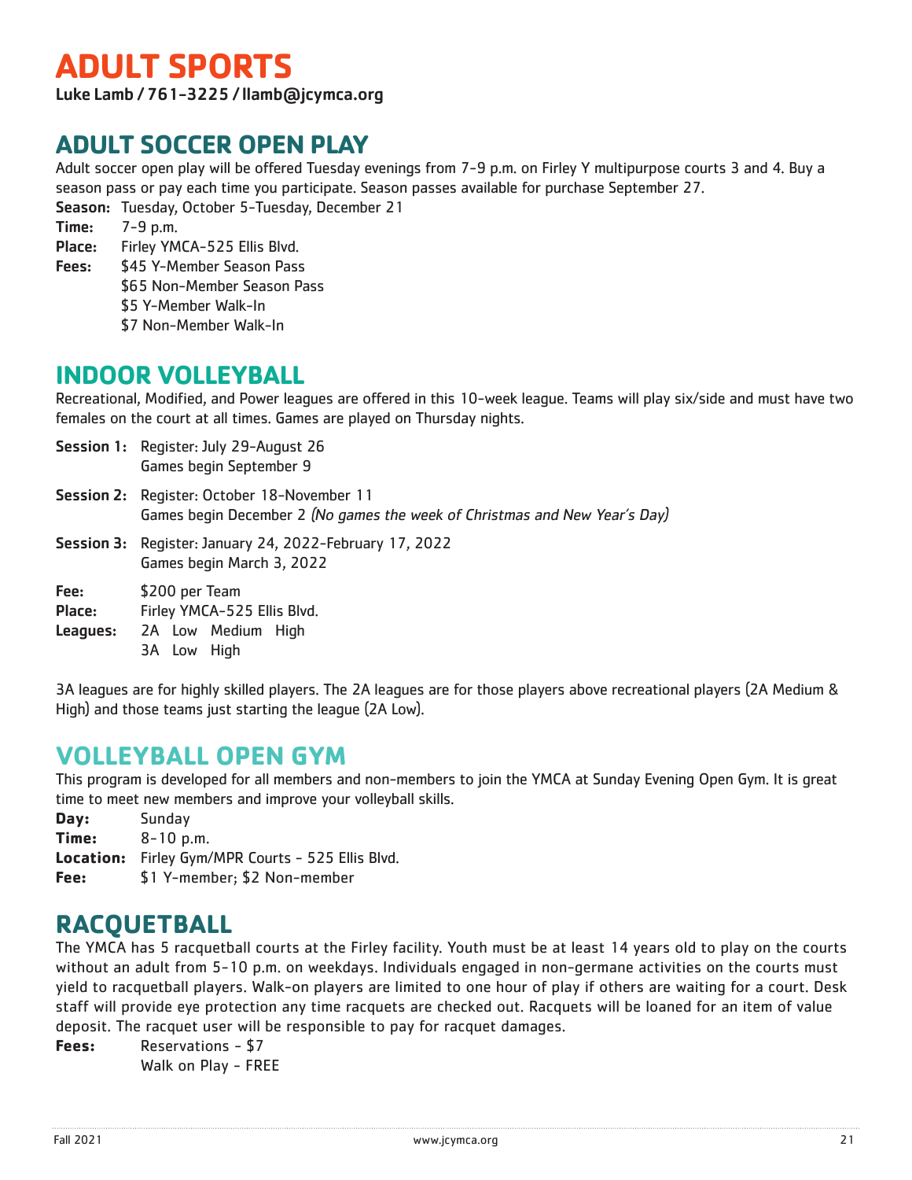# ADULT SPORTS

**Luke Lamb / 761-3225 / llamb@jcymca.org**

## ADULT SOCCER OPEN PLAY

Adult soccer open play will be offered Tuesday evenings from 7-9 p.m. on Firley Y multipurpose courts 3 and 4. Buy a season pass or pay each time you participate. Season passes available for purchase September 27.

**Season:** Tuesday, October 5-Tuesday, December 21
**Time:** 7-9 p.m.
**Place:** Firley YMCA-525 Ellis Blvd.
**Fees:** $45 Y-Member Season Pass
$65 Non-Member Season Pass
$5 Y-Member Walk-In
$7 Non-Member Walk-In

## INDOOR VOLLEYBALL

Recreational, Modified, and Power leagues are offered in this 10-week league. Teams will play six/side and must have two females on the court at all times. Games are played on Thursday nights.

**Session 1:** Register: July 29-August 26
Games begin September 9

**Session 2:** Register: October 18-November 11
Games begin December 2 *(No games the week of Christmas and New Year's Day)*

**Session 3:** Register: January 24, 2022-February 17, 2022
Games begin March 3, 2022

**Fee:** $200 per Team
**Place:** Firley YMCA-525 Ellis Blvd.
**Leagues:** 2A Low Medium High
3A Low High

3A leagues are for highly skilled players. The 2A leagues are for those players above recreational players (2A Medium & High) and those teams just starting the league (2A Low).

## VOLLEYBALL OPEN GYM

This program is developed for all members and non-members to join the YMCA at Sunday Evening Open Gym. It is great time to meet new members and improve your volleyball skills.

**Day:** Sunday
**Time:** 8-10 p.m.
**Location:** Firley Gym/MPR Courts - 525 Ellis Blvd.
**Fee:** $1 Y-member; $2 Non-member

## RACQUETBALL

The YMCA has 5 racquetball courts at the Firley facility. Youth must be at least 14 years old to play on the courts without an adult from 5-10 p.m. on weekdays. Individuals engaged in non-germane activities on the courts must yield to racquetball players. Walk-on players are limited to one hour of play if others are waiting for a court. Desk staff will provide eye protection any time racquets are checked out. Racquets will be loaned for an item of value deposit. The racquet user will be responsible to pay for racquet damages.

**Fees:** Reservations - $7
Walk on Play - FREE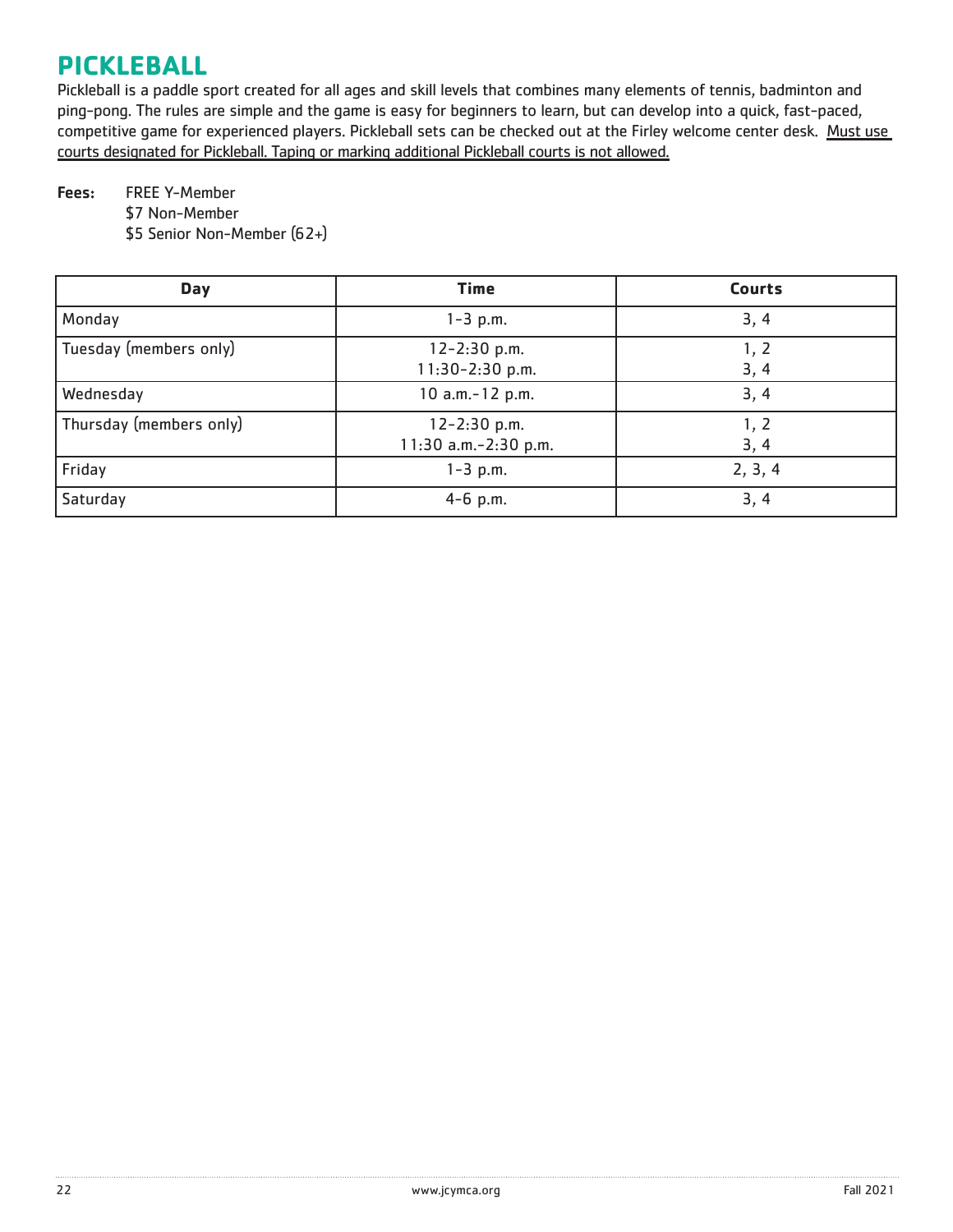# PICKLEBALL

Pickleball is a paddle sport created for all ages and skill levels that combines many elements of tennis, badminton and ping-pong. The rules are simple and the game is easy for beginners to learn, but can develop into a quick, fast-paced, competitive game for experienced players. Pickleball sets can be checked out at the Firley welcome center desk. <u>Must use courts designated for Pickleball. Taping or marking additional Pickleball courts is not allowed.</u>

**Fees:** FREE Y-Member
$7 Non-Member
$5 Senior Non-Member (62+)

| Day | Time | Courts |
|---|---|---|
| Monday | 1-3 p.m. | 3, 4 |
| Tuesday (members only) | 12-2:30 p.m.<br>11:30-2:30 p.m. | 1, 2<br>3, 4 |
| Wednesday | 10 a.m.-12 p.m. | 3, 4 |
| Thursday (members only) | 12-2:30 p.m.<br>11:30 a.m.-2:30 p.m. | 1, 2<br>3, 4 |
| Friday | 1-3 p.m. | 2, 3, 4 |
| Saturday | 4-6 p.m. | 3, 4 |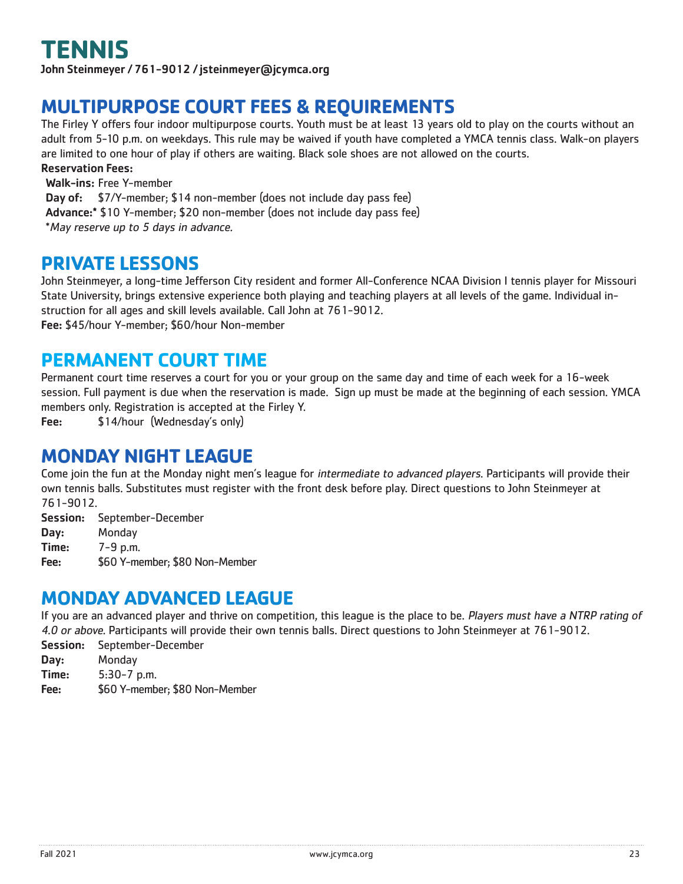# TENNIS

**John Steinmeyer / 761-9012 / jsteinmeyer@jcymca.org**

## MULTIPURPOSE COURT FEES & REQUIREMENTS

The Firley Y offers four indoor multipurpose courts. Youth must be at least 13 years old to play on the courts without an adult from 5-10 p.m. on weekdays. This rule may be waived if youth have completed a YMCA tennis class. Walk-on players are limited to one hour of play if others are waiting. Black sole shoes are not allowed on the courts.

**Reservation Fees:**

**Walk-ins:** Free Y-member
**Day of:** $7/Y-member; $14 non-member (does not include day pass fee)
**Advance:*** $10 Y-member; $20 non-member (does not include day pass fee)
**May reserve up to 5 days in advance.*

## PRIVATE LESSONS

John Steinmeyer, a long-time Jefferson City resident and former All-Conference NCAA Division I tennis player for Missouri State University, brings extensive experience both playing and teaching players at all levels of the game. Individual instruction for all ages and skill levels available. Call John at 761-9012.

**Fee:** $45/hour Y-member; $60/hour Non-member

## PERMANENT COURT TIME

Permanent court time reserves a court for you or your group on the same day and time of each week for a 16-week session. Full payment is due when the reservation is made. Sign up must be made at the beginning of each session. YMCA members only. Registration is accepted at the Firley Y.

**Fee:** $14/hour (Wednesday's only)

## MONDAY NIGHT LEAGUE

Come join the fun at the Monday night men's league for *intermediate to advanced players*. Participants will provide their own tennis balls. Substitutes must register with the front desk before play. Direct questions to John Steinmeyer at 761-9012.

**Session:** September-December
**Day:** Monday
**Time:** 7-9 p.m.
**Fee:** $60 Y-member; $80 Non-Member

## MONDAY ADVANCED LEAGUE

If you are an advanced player and thrive on competition, this league is the place to be. *Players must have a NTRP rating of 4.0 or above*. Participants will provide their own tennis balls. Direct questions to John Steinmeyer at 761-9012.

**Session:** September-December
**Day:** Monday
**Time:** 5:30-7 p.m.
**Fee:** $60 Y-member; $80 Non-Member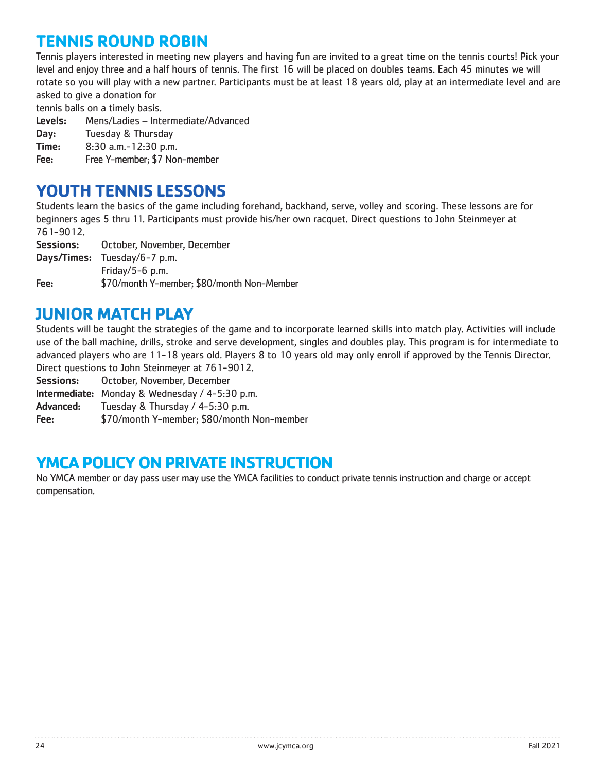## TENNIS ROUND ROBIN

Tennis players interested in meeting new players and having fun are invited to a great time on the tennis courts! Pick your level and enjoy three and a half hours of tennis. The first 16 will be placed on doubles teams. Each 45 minutes we will rotate so you will play with a new partner. Participants must be at least 18 years old, play at an intermediate level and are asked to give a donation for
tennis balls on a timely basis.

**Levels:** Mens/Ladies – Intermediate/Advanced
**Day:** Tuesday & Thursday
**Time:** 8:30 a.m.-12:30 p.m.
**Fee:** Free Y-member; $7 Non-member

## YOUTH TENNIS LESSONS

Students learn the basics of the game including forehand, backhand, serve, volley and scoring. These lessons are for beginners ages 5 thru 11. Participants must provide his/her own racquet. Direct questions to John Steinmeyer at 761-9012.

**Sessions:** October, November, December
**Days/Times:** Tuesday/6-7 p.m.
Friday/5-6 p.m.
**Fee:** $70/month Y-member; $80/month Non-Member

## JUNIOR MATCH PLAY

Students will be taught the strategies of the game and to incorporate learned skills into match play. Activities will include use of the ball machine, drills, stroke and serve development, singles and doubles play. This program is for intermediate to advanced players who are 11-18 years old. Players 8 to 10 years old may only enroll if approved by the Tennis Director. Direct questions to John Steinmeyer at 761-9012.

**Sessions:** October, November, December
**Intermediate:** Monday & Wednesday / 4-5:30 p.m.
**Advanced:** Tuesday & Thursday / 4-5:30 p.m.
**Fee:** $70/month Y-member; $80/month Non-member

## YMCA POLICY ON PRIVATE INSTRUCTION

No YMCA member or day pass user may use the YMCA facilities to conduct private tennis instruction and charge or accept compensation.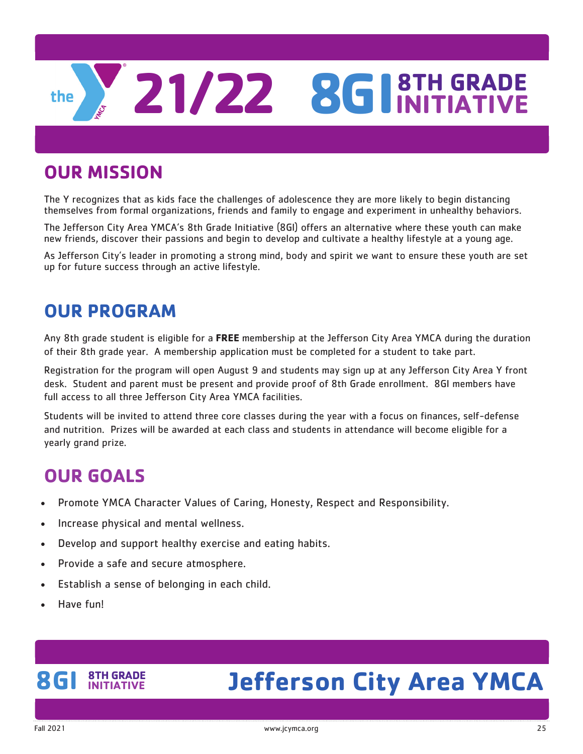# the YMCA 21/22 8GI 8TH GRADE INITIATIVE

## OUR MISSION

The Y recognizes that as kids face the challenges of adolescence they are more likely to begin distancing themselves from formal organizations, friends and family to engage and experiment in unhealthy behaviors.

The Jefferson City Area YMCA's 8th Grade Initiative (8GI) offers an alternative where these youth can make new friends, discover their passions and begin to develop and cultivate a healthy lifestyle at a young age.

As Jefferson City's leader in promoting a strong mind, body and spirit we want to ensure these youth are set up for future success through an active lifestyle.

## OUR PROGRAM

Any 8th grade student is eligible for a **FREE** membership at the Jefferson City Area YMCA during the duration of their 8th grade year. A membership application must be completed for a student to take part.

Registration for the program will open August 9 and students may sign up at any Jefferson City Area Y front desk. Student and parent must be present and provide proof of 8th Grade enrollment. 8GI members have full access to all three Jefferson City Area YMCA facilities.

Students will be invited to attend three core classes during the year with a focus on finances, self-defense and nutrition. Prizes will be awarded at each class and students in attendance will become eligible for a yearly grand prize.

## OUR GOALS

- Promote YMCA Character Values of Caring, Honesty, Respect and Responsibility.
- Increase physical and mental wellness.
- Develop and support healthy exercise and eating habits.
- Provide a safe and secure atmosphere.
- Establish a sense of belonging in each child.
- Have fun!

8GI 8TH GRADE INITIATIVE

**Jefferson City Area YMCA**